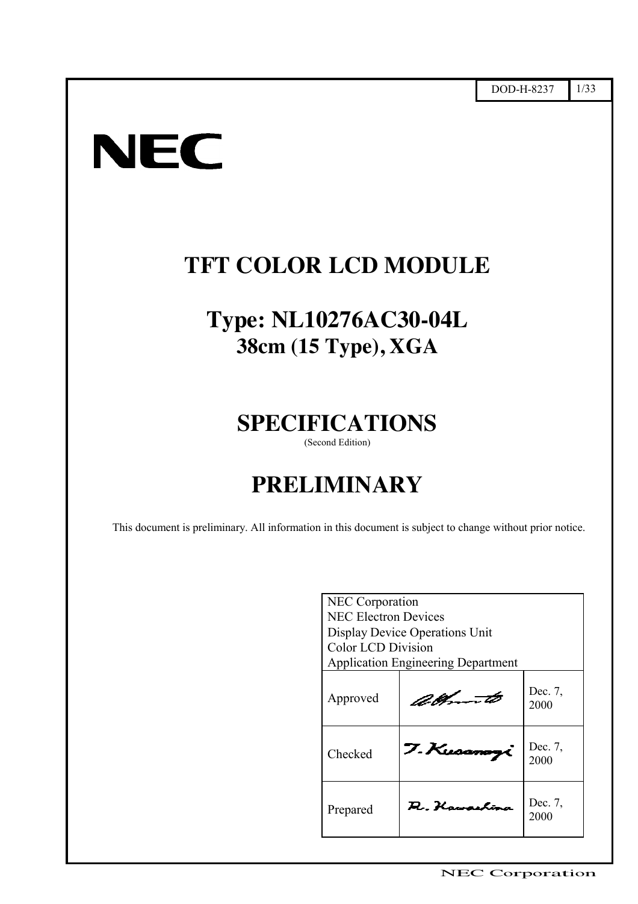NEC

# TFT COLOR LCD MODULE

## Type: NL10276AC30-04L

## 38cm (15 Type), XGA

# SPECIFICATIONS

(Second Edition)

# PRELIMINARY

This document is preliminary. All information in this document is subject to change without prior notice.

| NEC Corporation<br>NEC Electron Devices<br>Display Device Operations Unit<br>Color LCD Division<br>Application Engineering Department | | |
|---|---|---|
| Approved | A. Umoto | Dec. 7, 2000 |
| Checked | T. Kusanagi | Dec. 7, 2000 |
| Prepared | R. Kawashima | Dec. 7, 2000 |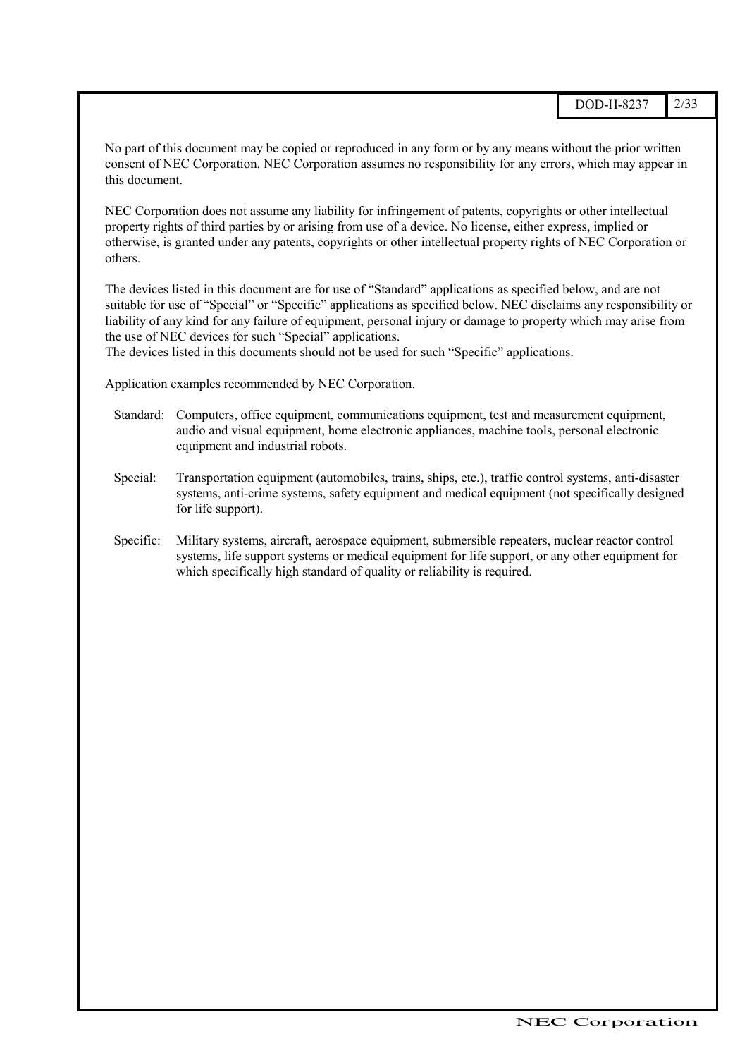No part of this document may be copied or reproduced in any form or by any means without the prior written consent of NEC Corporation. NEC Corporation assumes no responsibility for any errors, which may appear in this document.

NEC Corporation does not assume any liability for infringement of patents, copyrights or other intellectual property rights of third parties by or arising from use of a device. No license, either express, implied or otherwise, is granted under any patents, copyrights or other intellectual property rights of NEC Corporation or others.

The devices listed in this document are for use of “Standard” applications as specified below, and are not suitable for use of “Special” or “Specific” applications as specified below. NEC disclaims any responsibility or liability of any kind for any failure of equipment, personal injury or damage to property which may arise from the use of NEC devices for such “Special” applications.
The devices listed in this documents should not be used for such “Specific” applications.

Application examples recommended by NEC Corporation.

Standard: Computers, office equipment, communications equipment, test and measurement equipment, audio and visual equipment, home electronic appliances, machine tools, personal electronic equipment and industrial robots.

Special: Transportation equipment (automobiles, trains, ships, etc.), traffic control systems, anti-disaster systems, anti-crime systems, safety equipment and medical equipment (not specifically designed for life support).

Specific: Military systems, aircraft, aerospace equipment, submersible repeaters, nuclear reactor control systems, life support systems or medical equipment for life support, or any other equipment for which specifically high standard of quality or reliability is required.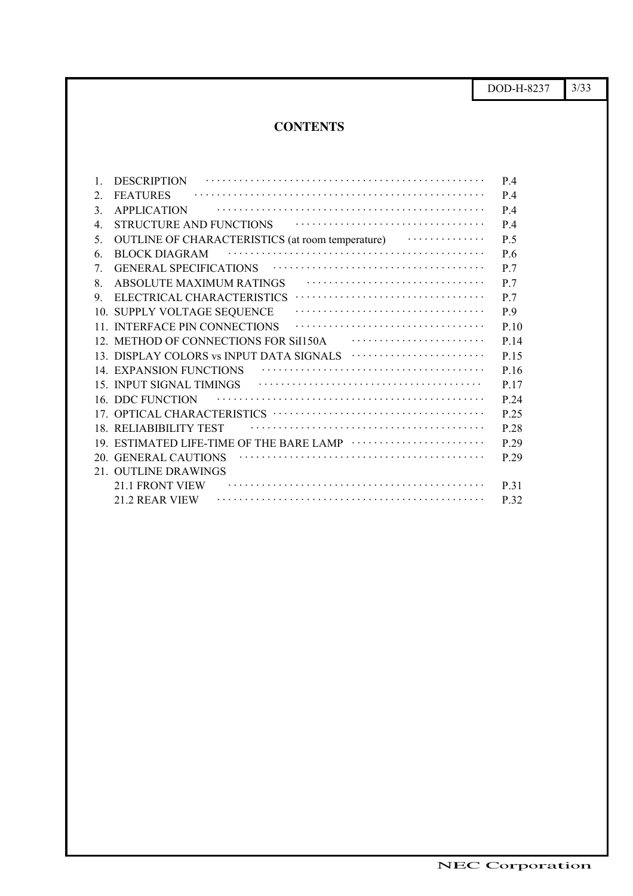# CONTENTS

1. DESCRIPTION ........................................ P.4
2. FEATURES ........................................ P.4
3. APPLICATION ........................................ P.4
4. STRUCTURE AND FUNCTIONS ........................................ P.4
5. OUTLINE OF CHARACTERISTICS (at room temperature) ........................................ P.5
6. BLOCK DIAGRAM ........................................ P.6
7. GENERAL SPECIFICATIONS ........................................ P.7
8. ABSOLUTE MAXIMUM RATINGS ........................................ P.7
9. ELECTRICAL CHARACTERISTICS ........................................ P.7
10. SUPPLY VOLTAGE SEQUENCE ........................................ P.9
11. INTERFACE PIN CONNECTIONS ........................................ P.10
12. METHOD OF CONNECTIONS FOR SiI150A ........................................ P.14
13. DISPLAY COLORS vs INPUT DATA SIGNALS ........................................ P.15
14. EXPANSION FUNCTIONS ........................................ P.16
15. INPUT SIGNAL TIMINGS ........................................ P.17
16. DDC FUNCTION ........................................ P.24
17. OPTICAL CHARACTERISTICS ........................................ P.25
18. RELIABIBILITY TEST ........................................ P.28
19. ESTIMATED LIFE-TIME OF THE BARE LAMP ........................................ P.29
20. GENERAL CAUTIONS ........................................ P.29
21. OUTLINE DRAWINGS
    21.1 FRONT VIEW ........................................ P.31
    21.2 REAR VIEW ........................................ P.32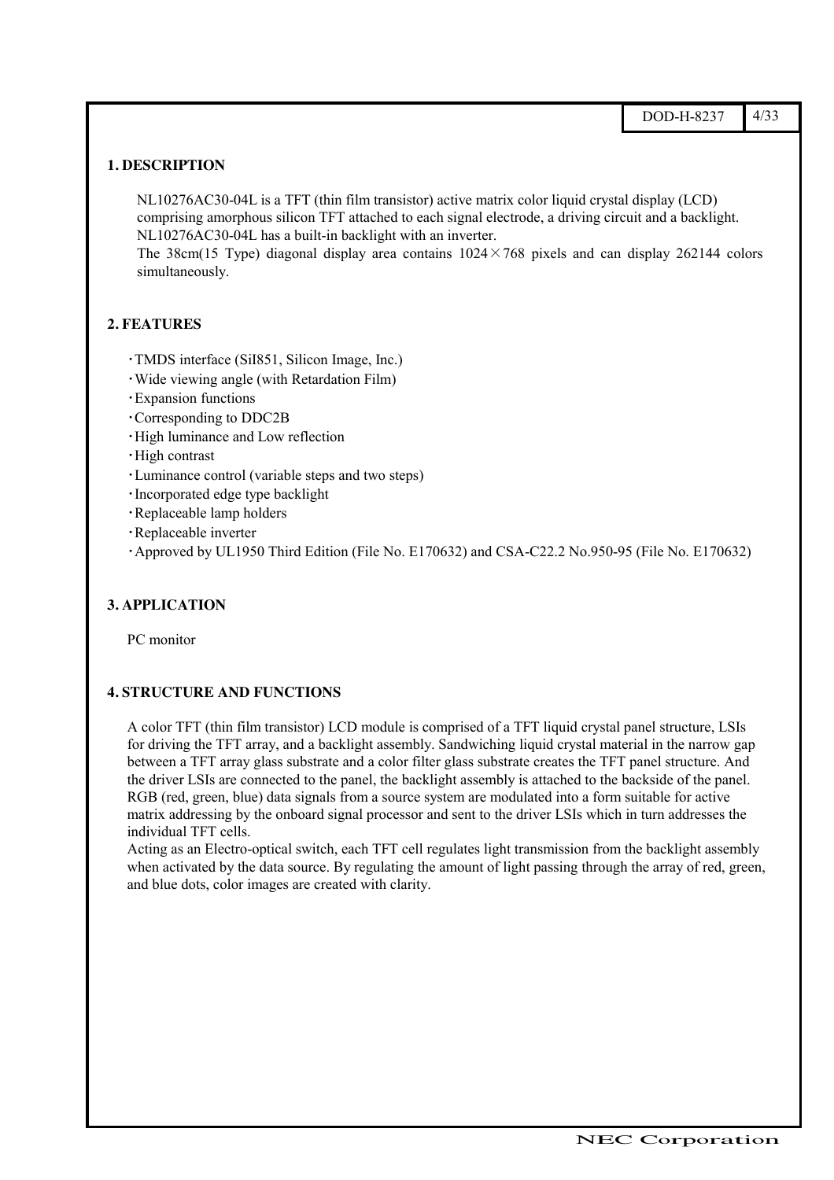## 1. DESCRIPTION

NL10276AC30-04L is a TFT (thin film transistor) active matrix color liquid crystal display (LCD) comprising amorphous silicon TFT attached to each signal electrode, a driving circuit and a backlight. NL10276AC30-04L has a built-in backlight with an inverter.

The 38cm(15 Type) diagonal display area contains 1024×768 pixels and can display 262144 colors simultaneously.

## 2. FEATURES

- TMDS interface (SiI851, Silicon Image, Inc.)
- Wide viewing angle (with Retardation Film)
- Expansion functions
- Corresponding to DDC2B
- High luminance and Low reflection
- High contrast
- Luminance control (variable steps and two steps)
- Incorporated edge type backlight
- Replaceable lamp holders
- Replaceable inverter
- Approved by UL1950 Third Edition (File No. E170632) and CSA-C22.2 No.950-95 (File No. E170632)

## 3. APPLICATION

PC monitor

## 4. STRUCTURE AND FUNCTIONS

A color TFT (thin film transistor) LCD module is comprised of a TFT liquid crystal panel structure, LSIs for driving the TFT array, and a backlight assembly. Sandwiching liquid crystal material in the narrow gap between a TFT array glass substrate and a color filter glass substrate creates the TFT panel structure. And the driver LSIs are connected to the panel, the backlight assembly is attached to the backside of the panel. RGB (red, green, blue) data signals from a source system are modulated into a form suitable for active matrix addressing by the onboard signal processor and sent to the driver LSIs which in turn addresses the individual TFT cells.

Acting as an Electro-optical switch, each TFT cell regulates light transmission from the backlight assembly when activated by the data source. By regulating the amount of light passing through the array of red, green, and blue dots, color images are created with clarity.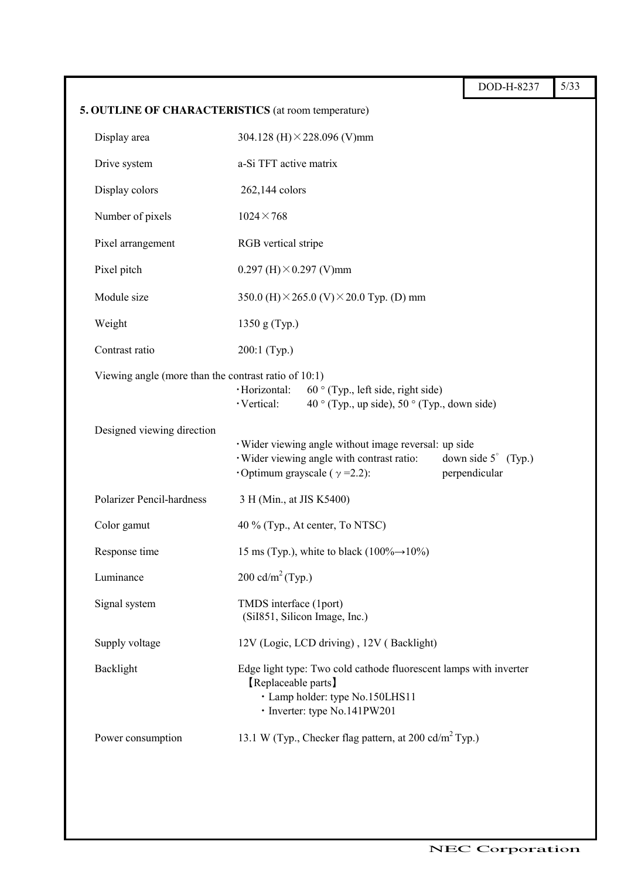## 5. OUTLINE OF CHARACTERISTICS (at room temperature)

| | |
|---|---|
| Display area | 304.128 (H)×228.096 (V)mm |
| Drive system | a-Si TFT active matrix |
| Display colors | 262,144 colors |
| Number of pixels | 1024×768 |
| Pixel arrangement | RGB vertical stripe |
| Pixel pitch | 0.297 (H)×0.297 (V)mm |
| Module size | 350.0 (H)×265.0 (V)×20.0 Typ. (D) mm |
| Weight | 1350 g (Typ.) |
| Contrast ratio | 200:1 (Typ.) |
| Viewing angle (more than the contrast ratio of 10:1) | ・Horizontal: 60 ° (Typ., left side, right side)<br>・Vertical: 40 ° (Typ., up side), 50 ° (Typ., down side) |
| Designed viewing direction | ・Wider viewing angle without image reversal: up side<br>・Wider viewing angle with contrast ratio: down side 5° (Typ.)<br>・Optimum grayscale ($\gamma$=2.2): perpendicular |
| Polarizer Pencil-hardness | 3 H (Min., at JIS K5400) |
| Color gamut | 40 % (Typ., At center, To NTSC) |
| Response time | 15 ms (Typ.), white to black (100%→10%) |
| Luminance | 200 cd/m$^2$ (Typ.) |
| Signal system | TMDS interface (1port)<br>(SiI851, Silicon Image, Inc.) |
| Supply voltage | 12V (Logic, LCD driving) , 12V ( Backlight) |
| Backlight | Edge light type: Two cold cathode fluorescent lamps with inverter<br>【Replaceable parts】<br>・Lamp holder: type No.150LHS11<br>・Inverter: type No.141PW201 |
| Power consumption | 13.1 W (Typ., Checker flag pattern, at 200 cd/m$^2$ Typ.) |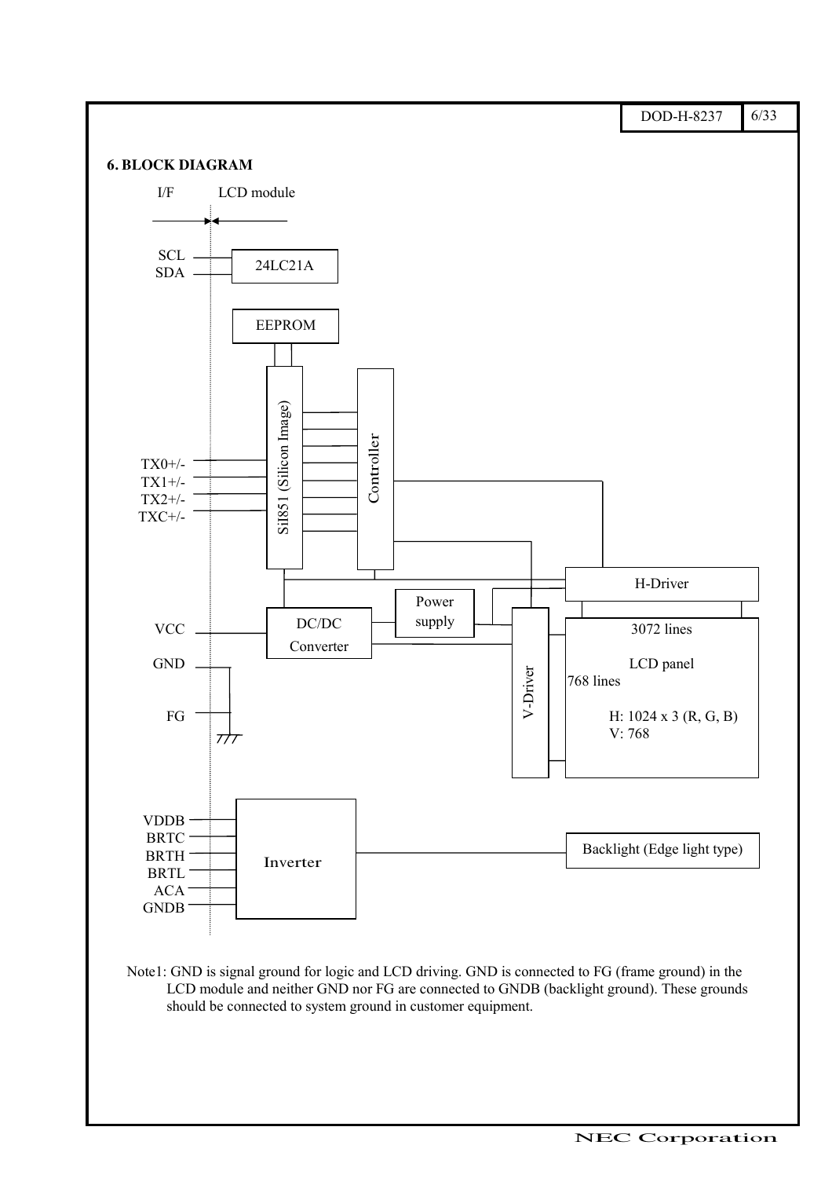## 6. BLOCK DIAGRAM

I/F LCD module

SCL
SDA

24LC21A

EEPROM

Sil851 (Silicon Image)

Controller

TX0+/-
TX1+/-
TX2+/-
TXC+/-

H-Driver

Power supply

VCC

DC/DC Converter

V-Driver

3072 lines

LCD panel

768 lines

H: 1024 x 3 (R, G, B)
V: 768

GND

FG

VDDB
BRTC
BRTH
BRTL
ACA
GNDB

Inverter

Backlight (Edge light type)

Note1: GND is signal ground for logic and LCD driving. GND is connected to FG (frame ground) in the LCD module and neither GND nor FG are connected to GNDB (backlight ground). These grounds should be connected to system ground in customer equipment.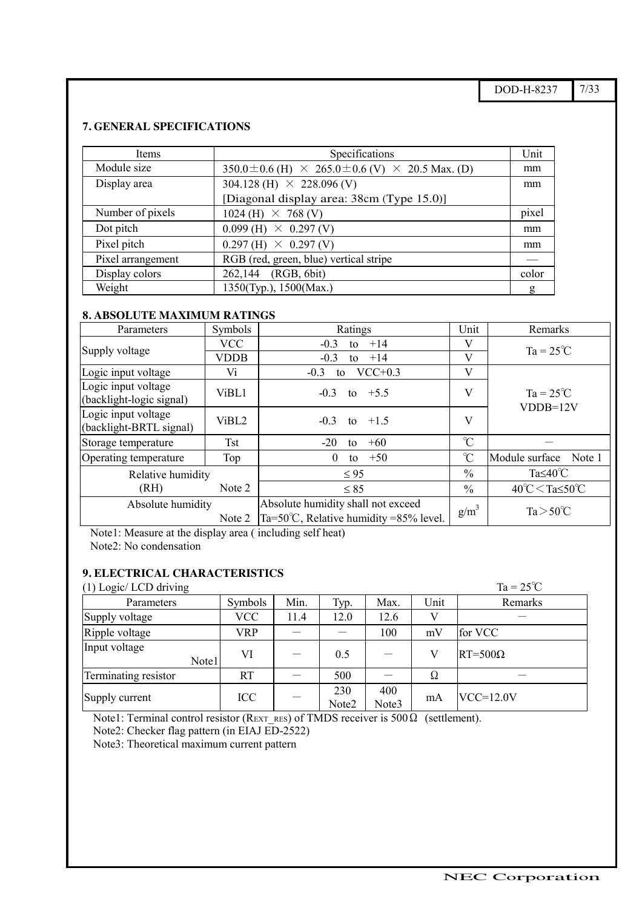## 7. GENERAL SPECIFICATIONS

| Items | Specifications | Unit |
|---|---|---|
| Module size | 350.0±0.6 (H) × 265.0±0.6 (V) × 20.5 Max. (D) | mm |
| Display area | 304.128 (H) × 228.096 (V)<br>[Diagonal display area: 38cm (Type 15.0)] | mm |
| Number of pixels | 1024 (H) × 768 (V) | pixel |
| Dot pitch | 0.099 (H) × 0.297 (V) | mm |
| Pixel pitch | 0.297 (H) × 0.297 (V) | mm |
| Pixel arrangement | RGB (red, green, blue) vertical stripe | — |
| Display colors | 262,144 (RGB, 6bit) | color |
| Weight | 1350(Typ.), 1500(Max.) | g |

## 8. ABSOLUTE MAXIMUM RATINGS

| Parameters | Symbols | Ratings | Unit | Remarks |
|---|---|---|---|---|
| Supply voltage | VCC | -0.3 to +14 | V | Ta = 25℃ |
| | VDDB | -0.3 to +14 | V | |
| Logic input voltage | Vi | -0.3 to VCC+0.3 | V | Ta = 25℃<br>VDDB=12V |
| Logic input voltage (backlight-logic signal) | ViBL1 | -0.3 to +5.5 | V | |
| Logic input voltage (backlight-BRTL signal) | ViBL2 | -0.3 to +1.5 | V | |
| Storage temperature | Tst | -20 to +60 | ℃ | — |
| Operating temperature | Top | 0 to +50 | ℃ | Module surface Note 1 |
| Relative humidity (RH) | Note 2 | ≤ 95 | % | Ta≤40℃ |
| | | ≤ 85 | % | 40℃＜Ta≤50℃ |
| Absolute humidity | Note 2 | Absolute humidity shall not exceed Ta=50℃, Relative humidity =85% level. | $g/m^3$ | Ta＞50℃ |

Note1: Measure at the display area ( including self heat)

Note2: No condensation

## 9. ELECTRICAL CHARACTERISTICS

(1) Logic/ LCD driving Ta = 25℃

| Parameters | Symbols | Min. | Typ. | Max. | Unit | Remarks |
|---|---|---|---|---|---|---|
| Supply voltage | VCC | 11.4 | 12.0 | 12.6 | V | — |
| Ripple voltage | VRP | — | — | 100 | mV | for VCC |
| Input voltage Note1 | VI | — | 0.5 | — | V | RT=500Ω |
| Terminating resistor | RT | — | 500 | — | Ω | — |
| Supply current | ICC | — | 230 Note2 | 400 Note3 | mA | VCC=12.0V |

Note1: Terminal control resistor ($R_{EXT\_RES}$) of TMDS receiver is 500Ω (settlement).

Note2: Checker flag pattern (in EIAJ ED-2522)

Note3: Theoretical maximum current pattern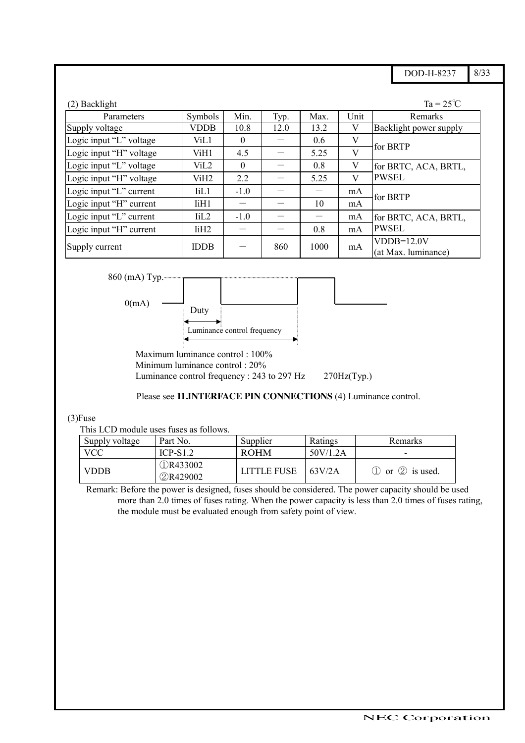(2) Backlight

Ta = 25℃

| Parameters | Symbols | Min. | Typ. | Max. | Unit | Remarks |
|---|---|---|---|---|---|---|
| Supply voltage | VDDB | 10.8 | 12.0 | 13.2 | V | Backlight power supply |
| Logic input "L" voltage | ViL1 | 0 | － | 0.6 | V | for BRTP |
| Logic input "H" voltage | ViH1 | 4.5 | － | 5.25 | V | |
| Logic input "L" voltage | ViL2 | 0 | － | 0.8 | V | for BRTC, ACA, BRTL, PWSEL |
| Logic input "H" voltage | ViH2 | 2.2 | － | 5.25 | V | |
| Logic input "L" current | IiL1 | -1.0 | － | － | mA | for BRTP |
| Logic input "H" current | IiH1 | － | － | 10 | mA | |
| Logic input "L" current | IiL2 | -1.0 | － | － | mA | for BRTC, ACA, BRTL, PWSEL |
| Logic input "H" current | IiH2 | － | － | 0.8 | mA | |
| Supply current | IDDB | － | 860 | 1000 | mA | VDDB=12.0V (at Max. luminance) |

860 (mA) Typ.

0(mA)

Duty

Luminance control frequency

Maximum luminance control : 100%
Minimum luminance control : 20%
Luminance control frequency : 243 to 297 Hz 270Hz(Typ.)

Please see **11.INTERFACE PIN CONNECTIONS** (4) Luminance control.

(3)Fuse

This LCD module uses fuses as follows.

| Supply voltage | Part No. | Supplier | Ratings | Remarks |
|---|---|---|---|---|
| VCC | ICP-S1.2 | ROHM | 50V/1.2A | - |
| VDDB | ①R433002 ②R429002 | LITTLE FUSE | 63V/2A | ① or ② is used. |

Remark: Before the power is designed, fuses should be considered. The power capacity should be used more than 2.0 times of fuses rating. When the power capacity is less than 2.0 times of fuses rating, the module must be evaluated enough from safety point of view.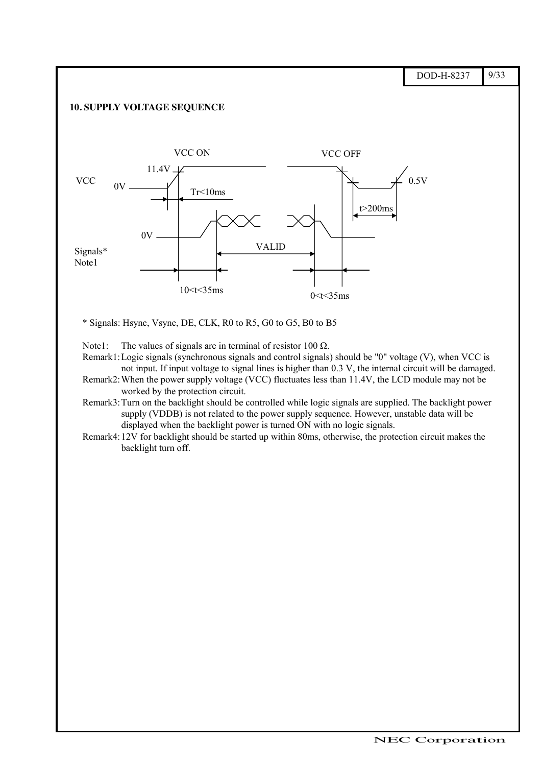## 10. SUPPLY VOLTAGE SEQUENCE

VCC ON

VCC OFF

11.4V

VCC

0V

Tr<10ms

0.5V

t>200ms

0V

VALID

Signals*
Note1

10<t<35ms

0<t<35ms

* Signals: Hsync, Vsync, DE, CLK, R0 to R5, G0 to G5, B0 to B5

Note1: The values of signals are in terminal of resistor 100 Ω.

Remark1: Logic signals (synchronous signals and control signals) should be "0" voltage (V), when VCC is not input. If input voltage to signal lines is higher than 0.3 V, the internal circuit will be damaged.

Remark2: When the power supply voltage (VCC) fluctuates less than 11.4V, the LCD module may not be worked by the protection circuit.

Remark3: Turn on the backlight should be controlled while logic signals are supplied. The backlight power supply (VDDB) is not related to the power supply sequence. However, unstable data will be displayed when the backlight power is turned ON with no logic signals.

Remark4: 12V for backlight should be started up within 80ms, otherwise, the protection circuit makes the backlight turn off.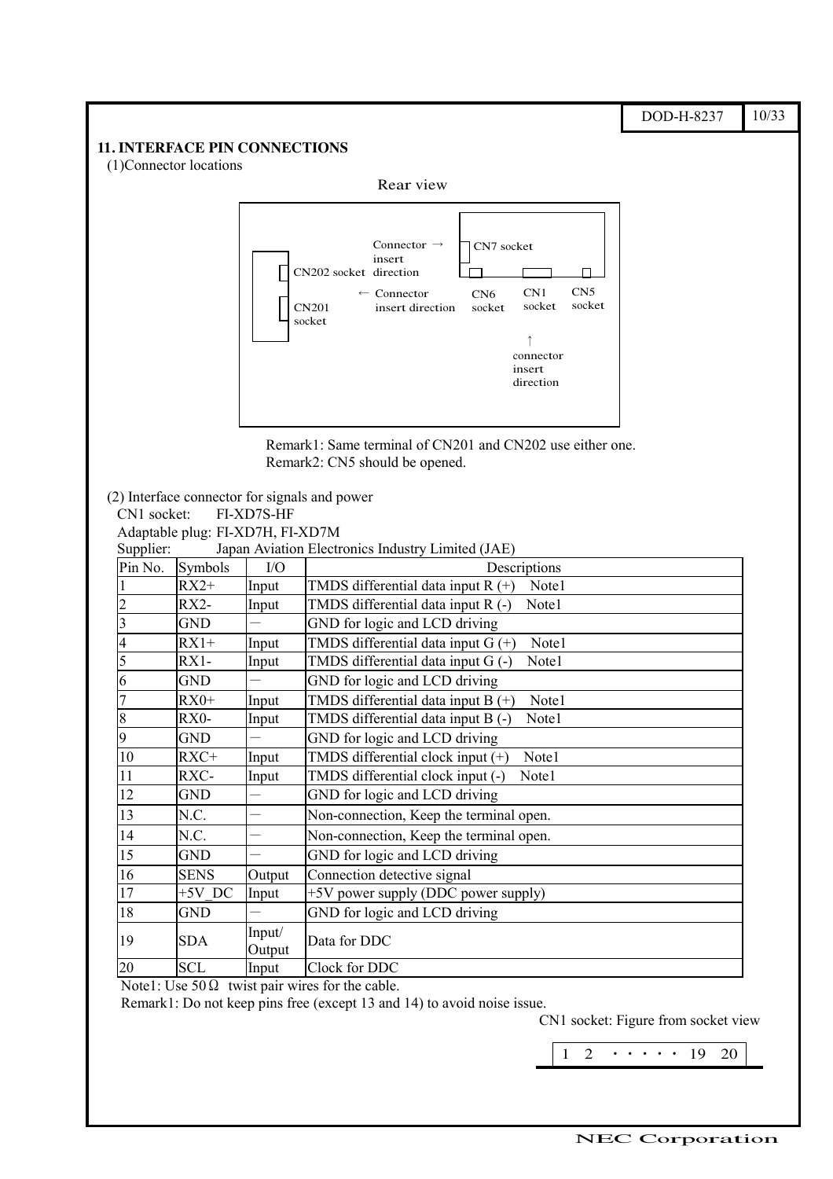## 11. INTERFACE PIN CONNECTIONS

(1)Connector locations

Rear view

Connector → insert direction

CN7 socket

CN202 socket

← Connector insert direction

CN6 socket

CN1 socket

CN5 socket

CN201 socket

↑ connector insert direction

Remark1: Same terminal of CN201 and CN202 use either one.
Remark2: CN5 should be opened.

(2) Interface connector for signals and power

CN1 socket: FI-XD7S-HF
Adaptable plug: FI-XD7H, FI-XD7M
Supplier: Japan Aviation Electronics Industry Limited (JAE)

| Pin No. | Symbols | I/O | Descriptions |
|---|---|---|---|
| 1 | RX2+ | Input | TMDS differential data input R (+) Note1 |
| 2 | RX2- | Input | TMDS differential data input R (-) Note1 |
| 3 | GND | － | GND for logic and LCD driving |
| 4 | RX1+ | Input | TMDS differential data input G (+) Note1 |
| 5 | RX1- | Input | TMDS differential data input G (-) Note1 |
| 6 | GND | － | GND for logic and LCD driving |
| 7 | RX0+ | Input | TMDS differential data input B (+) Note1 |
| 8 | RX0- | Input | TMDS differential data input B (-) Note1 |
| 9 | GND | － | GND for logic and LCD driving |
| 10 | RXC+ | Input | TMDS differential clock input (+) Note1 |
| 11 | RXC- | Input | TMDS differential clock input (-) Note1 |
| 12 | GND | － | GND for logic and LCD driving |
| 13 | N.C. | － | Non-connection, Keep the terminal open. |
| 14 | N.C. | － | Non-connection, Keep the terminal open. |
| 15 | GND | － | GND for logic and LCD driving |
| 16 | SENS | Output | Connection detective signal |
| 17 | +5V_DC | Input | +5V power supply (DDC power supply) |
| 18 | GND | － | GND for logic and LCD driving |
| 19 | SDA | Input/ Output | Data for DDC |
| 20 | SCL | Input | Clock for DDC |

Note1: Use 50Ω twist pair wires for the cable.
Remark1: Do not keep pins free (except 13 and 14) to avoid noise issue.

CN1 socket: Figure from socket view

1 2 ・・・・・ 19 20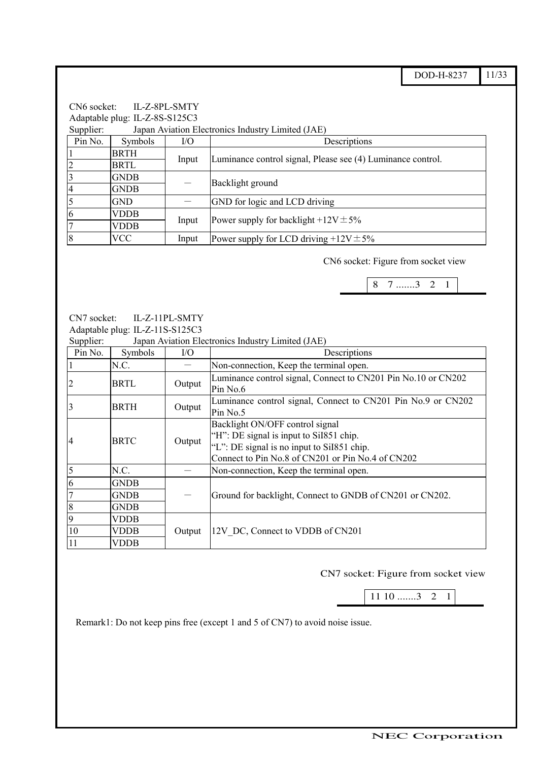CN6 socket: IL-Z-8PL-SMTY
Adaptable plug: IL-Z-8S-S125C3
Supplier: Japan Aviation Electronics Industry Limited (JAE)

| Pin No. | Symbols | I/O | Descriptions |
|---|---|---|---|
| 1 | BRTH | Input | Luminance control signal, Please see (4) Luminance control. |
| 2 | BRTL | | |
| 3 | GNDB | － | Backlight ground |
| 4 | GNDB | | |
| 5 | GND | － | GND for logic and LCD driving |
| 6 | VDDB | Input | Power supply for backlight +12V±5% |
| 7 | VDDB | | |
| 8 | VCC | Input | Power supply for LCD driving +12V±5% |

CN6 socket: Figure from socket view

8 7 .......3 2 1

CN7 socket: IL-Z-11PL-SMTY
Adaptable plug: IL-Z-11S-S125C3
Supplier: Japan Aviation Electronics Industry Limited (JAE)

| Pin No. | Symbols | I/O | Descriptions |
|---|---|---|---|
| 1 | N.C. | － | Non-connection, Keep the terminal open. |
| 2 | BRTL | Output | Luminance control signal, Connect to CN201 Pin No.10 or CN202 Pin No.6 |
| 3 | BRTH | Output | Luminance control signal, Connect to CN201 Pin No.9 or CN202 Pin No.5 |
| 4 | BRTC | Output | Backlight ON/OFF control signal<br>"H": DE signal is input to SiI851 chip.<br>"L": DE signal is no input to SiI851 chip.<br>Connect to Pin No.8 of CN201 or Pin No.4 of CN202 |
| 5 | N.C. | － | Non-connection, Keep the terminal open. |
| 6 | GNDB | － | Ground for backlight, Connect to GNDB of CN201 or CN202. |
| 7 | GNDB | | |
| 8 | GNDB | | |
| 9 | VDDB | Output | 12V_DC, Connect to VDDB of CN201 |
| 10 | VDDB | | |
| 11 | VDDB | | |

CN7 socket: Figure from socket view

11 10 .......3 2 1

Remark1: Do not keep pins free (except 1 and 5 of CN7) to avoid noise issue.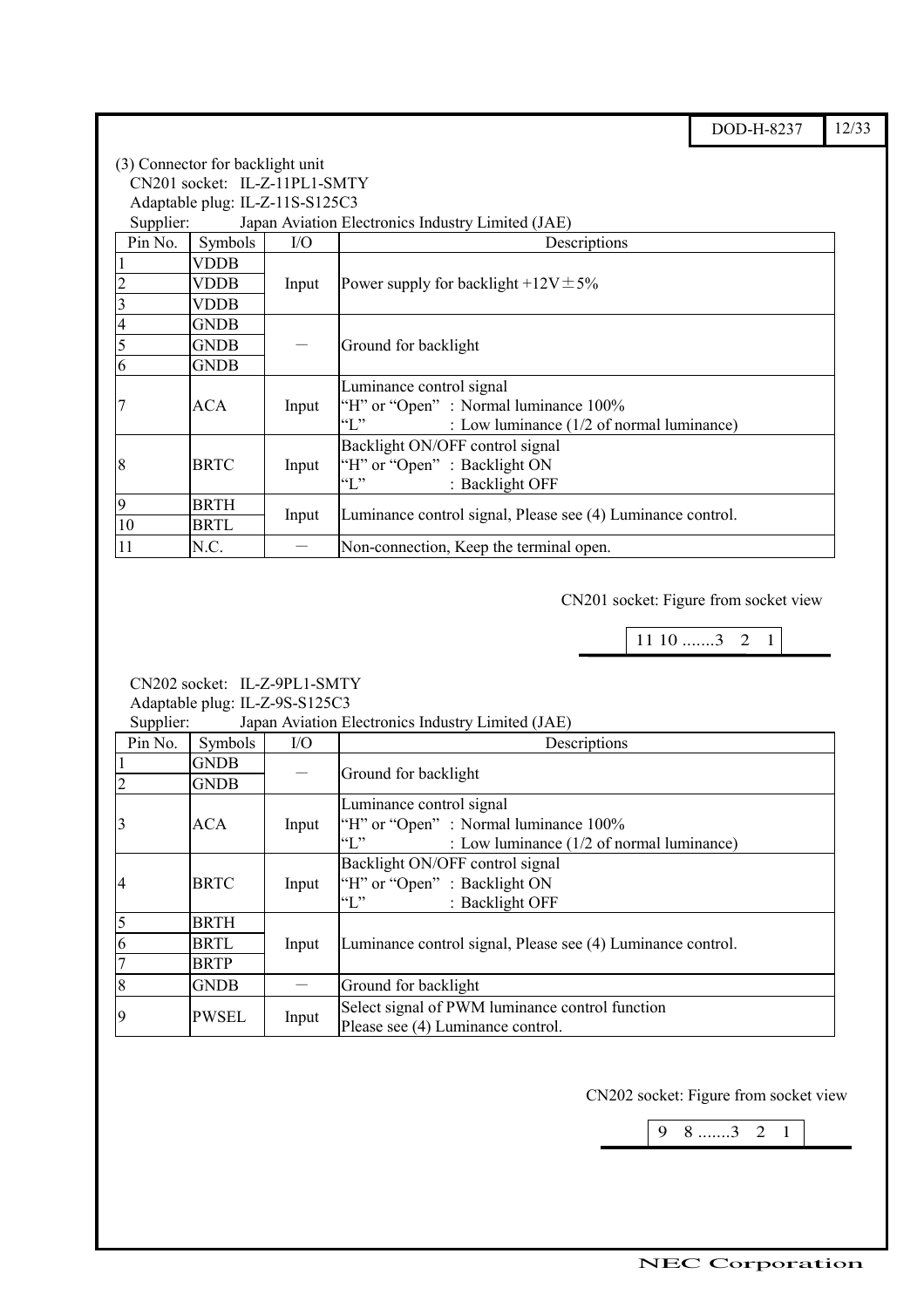(3) Connector for backlight unit

CN201 socket: IL-Z-11PL1-SMTY

Adaptable plug: IL-Z-11S-S125C3

Supplier: Japan Aviation Electronics Industry Limited (JAE)

| Pin No. | Symbols | I/O | Descriptions |
|---|---|---|---|
| 1 | VDDB | Input | Power supply for backlight +12V ± 5% |
| 2 | VDDB | | |
| 3 | VDDB | | |
| 4 | GNDB | － | Ground for backlight |
| 5 | GNDB | | |
| 6 | GNDB | | |
| 7 | ACA | Input | Luminance control signal<br>"H" or "Open" : Normal luminance 100%<br>"L" : Low luminance (1/2 of normal luminance) |
| 8 | BRTC | Input | Backlight ON/OFF control signal<br>"H" or "Open" : Backlight ON<br>"L" : Backlight OFF |
| 9 | BRTH | Input | Luminance control signal, Please see (4) Luminance control. |
| 10 | BRTL | | |
| 11 | N.C. | － | Non-connection, Keep the terminal open. |

CN201 socket: Figure from socket view

11 10 .......3 2 1

CN202 socket: IL-Z-9PL1-SMTY

Adaptable plug: IL-Z-9S-S125C3

Supplier: Japan Aviation Electronics Industry Limited (JAE)

| Pin No. | Symbols | I/O | Descriptions |
|---|---|---|---|
| 1 | GNDB | － | Ground for backlight |
| 2 | GNDB | | |
| 3 | ACA | Input | Luminance control signal<br>"H" or "Open" : Normal luminance 100%<br>"L" : Low luminance (1/2 of normal luminance) |
| 4 | BRTC | Input | Backlight ON/OFF control signal<br>"H" or "Open" : Backlight ON<br>"L" : Backlight OFF |
| 5 | BRTH | Input | Luminance control signal, Please see (4) Luminance control. |
| 6 | BRTL | | |
| 7 | BRTP | | |
| 8 | GNDB | － | Ground for backlight |
| 9 | PWSEL | Input | Select signal of PWM luminance control function<br>Please see (4) Luminance control. |

CN202 socket: Figure from socket view

9 8 .......3 2 1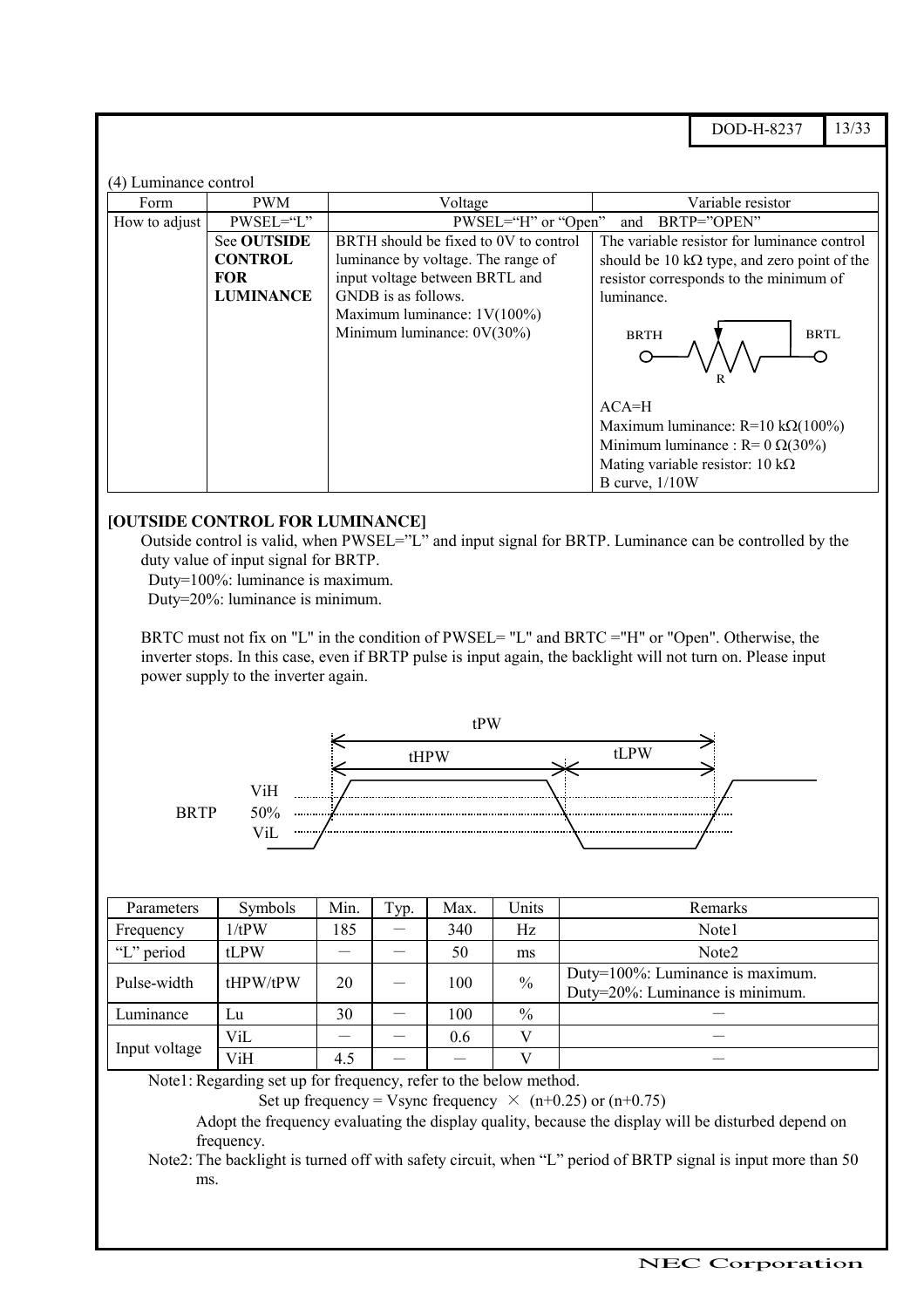(4) Luminance control

| Form | PWM | Voltage | Variable resistor |
|---|---|---|---|
| How to adjust | PWSEL="L" | PWSEL="H" or "Open" and BRTP="OPEN" | |
| | See **OUTSIDE CONTROL FOR LUMINANCE** | BRTH should be fixed to 0V to control luminance by voltage. The range of input voltage between BRTL and GNDB is as follows.<br>Maximum luminance: 1V(100%)<br>Minimum luminance: 0V(30%) | The variable resistor for luminance control should be 10 kΩ type, and zero point of the resistor corresponds to the minimum of luminance.<br>BRTH — R — BRTL<br>ACA=H<br>Maximum luminance: R=10 kΩ(100%)<br>Minimum luminance : R= 0 Ω(30%)<br>Mating variable resistor: 10 kΩ<br>B curve, 1/10W |

**[OUTSIDE CONTROL FOR LUMINANCE]**

Outside control is valid, when PWSEL="L" and input signal for BRTP. Luminance can be controlled by the duty value of input signal for BRTP.

Duty=100%: luminance is maximum.
Duty=20%: luminance is minimum.

BRTC must not fix on "L" in the condition of PWSEL= "L" and BRTC ="H" or "Open". Otherwise, the inverter stops. In this case, even if BRTP pulse is input again, the backlight will not turn on. Please input power supply to the inverter again.

BRTP timing: tPW (tHPW, tLPW); levels ViH, 50%, ViL

| Parameters | Symbols | Min. | Typ. | Max. | Units | Remarks |
|---|---|---|---|---|---|---|
| Frequency | 1/tPW | 185 | － | 340 | Hz | Note1 |
| "L" period | tLPW | － | － | 50 | ms | Note2 |
| Pulse-width | tHPW/tPW | 20 | － | 100 | % | Duty=100%: Luminance is maximum.<br>Duty=20%: Luminance is minimum. |
| Luminance | Lu | 30 | － | 100 | % | － |
| Input voltage | ViL | － | － | 0.6 | V | － |
| | ViH | 4.5 | － | － | V | － |

Note1: Regarding set up for frequency, refer to the below method.

Set up frequency = Vsync frequency × (n+0.25) or (n+0.75)

Adopt the frequency evaluating the display quality, because the display will be disturbed depend on frequency.

Note2: The backlight is turned off with safety circuit, when "L" period of BRTP signal is input more than 50 ms.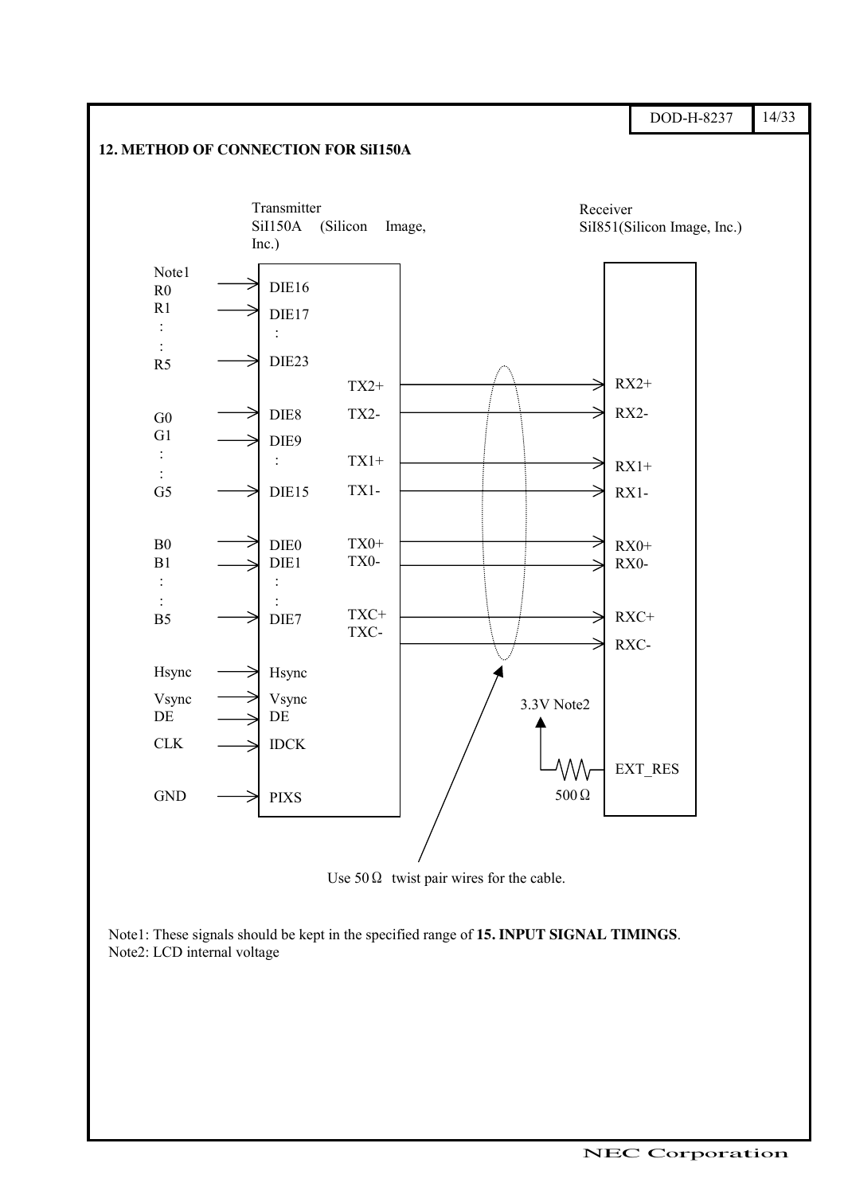## 12. METHOD OF CONNECTION FOR SiI150A

Transmitter
SiI150A (Silicon Image, Inc.)

Receiver
SiI851(Silicon Image, Inc.)

| Signal (Note1) | Transmitter input | Transmitter output | Receiver input |
|---|---|---|---|
| R0 | DIE16 | | |
| R1 | DIE17 | | |
| : | : | | |
| R5 | DIE23 | | |
| | | TX2+ | RX2+ |
| | | TX2- | RX2- |
| G0 | DIE8 | | |
| G1 | DIE9 | | |
| : | : | | |
| G5 | DIE15 | | |
| | | TX1+ | RX1+ |
| | | TX1- | RX1- |
| B0 | DIE0 | | |
| B1 | DIE1 | | |
| : | : | | |
| B5 | DIE7 | | |
| | | TX0+ | RX0+ |
| | | TX0- | RX0- |
| | | TXC+ | RXC+ |
| | | TXC- | RXC- |
| Hsync | Hsync | | |
| Vsync | Vsync | | |
| DE | DE | | |
| CLK | IDCK | | |
| GND | PIXS | | |

EXT_RES is connected through a 500Ω resistor to 3.3V (Note2).

Use 50Ω twist pair wires for the cable.

Note1: These signals should be kept in the specified range of **15. INPUT SIGNAL TIMINGS**.
Note2: LCD internal voltage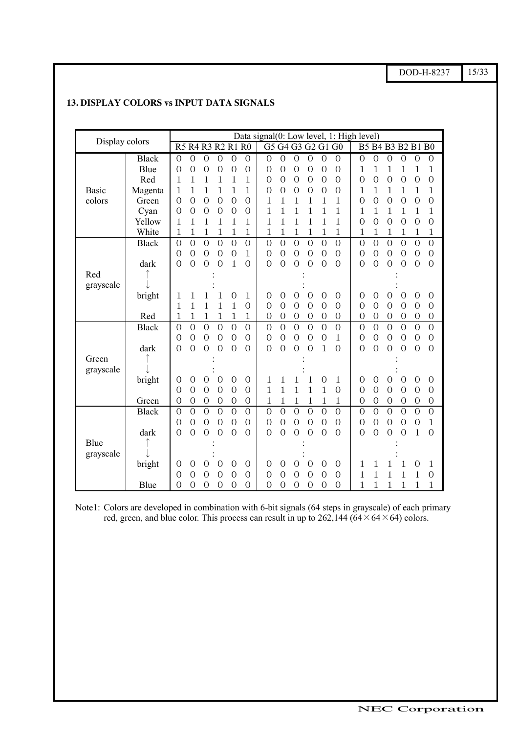## 13. DISPLAY COLORS vs INPUT DATA SIGNALS

| Display colors | | R5 | R4 | R3 | R2 | R1 | R0 | G5 | G4 | G3 | G2 | G1 | G0 | B5 | B4 | B3 | B2 | B1 | B0 |
|---|---|---|---|---|---|---|---|---|---|---|---|---|---|---|---|---|---|---|---|
| | | Data signal(0: Low level, 1: High level) | | | | | | | | | | | | | | | | | |
| Basic colors | Black | 0 | 0 | 0 | 0 | 0 | 0 | 0 | 0 | 0 | 0 | 0 | 0 | 0 | 0 | 0 | 0 | 0 | 0 |
| | Blue | 0 | 0 | 0 | 0 | 0 | 0 | 0 | 0 | 0 | 0 | 0 | 0 | 1 | 1 | 1 | 1 | 1 | 1 |
| | Red | 1 | 1 | 1 | 1 | 1 | 1 | 0 | 0 | 0 | 0 | 0 | 0 | 0 | 0 | 0 | 0 | 0 | 0 |
| | Magenta | 1 | 1 | 1 | 1 | 1 | 1 | 0 | 0 | 0 | 0 | 0 | 0 | 1 | 1 | 1 | 1 | 1 | 1 |
| | Green | 0 | 0 | 0 | 0 | 0 | 0 | 1 | 1 | 1 | 1 | 1 | 1 | 0 | 0 | 0 | 0 | 0 | 0 |
| | Cyan | 0 | 0 | 0 | 0 | 0 | 0 | 1 | 1 | 1 | 1 | 1 | 1 | 1 | 1 | 1 | 1 | 1 | 1 |
| | Yellow | 1 | 1 | 1 | 1 | 1 | 1 | 1 | 1 | 1 | 1 | 1 | 1 | 0 | 0 | 0 | 0 | 0 | 0 |
| | White | 1 | 1 | 1 | 1 | 1 | 1 | 1 | 1 | 1 | 1 | 1 | 1 | 1 | 1 | 1 | 1 | 1 | 1 |
| Red grayscale | Black | 0 | 0 | 0 | 0 | 0 | 0 | 0 | 0 | 0 | 0 | 0 | 0 | 0 | 0 | 0 | 0 | 0 | 0 |
| | | 0 | 0 | 0 | 0 | 0 | 1 | 0 | 0 | 0 | 0 | 0 | 0 | 0 | 0 | 0 | 0 | 0 | 0 |
| | dark | 0 | 0 | 0 | 0 | 1 | 0 | 0 | 0 | 0 | 0 | 0 | 0 | 0 | 0 | 0 | 0 | 0 | 0 |
| | ↑ | | | : | | | | | | : | | | | | | : | | | |
| | ↓ | | | : | | | | | | : | | | | | | : | | | |
| | bright | 1 | 1 | 1 | 1 | 0 | 1 | 0 | 0 | 0 | 0 | 0 | 0 | 0 | 0 | 0 | 0 | 0 | 0 |
| | | 1 | 1 | 1 | 1 | 1 | 0 | 0 | 0 | 0 | 0 | 0 | 0 | 0 | 0 | 0 | 0 | 0 | 0 |
| | Red | 1 | 1 | 1 | 1 | 1 | 1 | 0 | 0 | 0 | 0 | 0 | 0 | 0 | 0 | 0 | 0 | 0 | 0 |
| Green grayscale | Black | 0 | 0 | 0 | 0 | 0 | 0 | 0 | 0 | 0 | 0 | 0 | 0 | 0 | 0 | 0 | 0 | 0 | 0 |
| | | 0 | 0 | 0 | 0 | 0 | 0 | 0 | 0 | 0 | 0 | 0 | 1 | 0 | 0 | 0 | 0 | 0 | 0 |
| | dark | 0 | 0 | 0 | 0 | 0 | 0 | 0 | 0 | 0 | 0 | 1 | 0 | 0 | 0 | 0 | 0 | 0 | 0 |
| | ↑ | | | : | | | | | | : | | | | | | : | | | |
| | ↓ | | | : | | | | | | : | | | | | | : | | | |
| | bright | 0 | 0 | 0 | 0 | 0 | 0 | 1 | 1 | 1 | 1 | 0 | 1 | 0 | 0 | 0 | 0 | 0 | 0 |
| | | 0 | 0 | 0 | 0 | 0 | 0 | 1 | 1 | 1 | 1 | 1 | 0 | 0 | 0 | 0 | 0 | 0 | 0 |
| | Green | 0 | 0 | 0 | 0 | 0 | 0 | 1 | 1 | 1 | 1 | 1 | 1 | 0 | 0 | 0 | 0 | 0 | 0 |
| Blue grayscale | Black | 0 | 0 | 0 | 0 | 0 | 0 | 0 | 0 | 0 | 0 | 0 | 0 | 0 | 0 | 0 | 0 | 0 | 0 |
| | | 0 | 0 | 0 | 0 | 0 | 0 | 0 | 0 | 0 | 0 | 0 | 0 | 0 | 0 | 0 | 0 | 0 | 1 |
| | dark | 0 | 0 | 0 | 0 | 0 | 0 | 0 | 0 | 0 | 0 | 0 | 0 | 0 | 0 | 0 | 0 | 1 | 0 |
| | ↑ | | | : | | | | | | : | | | | | | : | | | |
| | ↓ | | | : | | | | | | : | | | | | | : | | | |
| | bright | 0 | 0 | 0 | 0 | 0 | 0 | 0 | 0 | 0 | 0 | 0 | 0 | 1 | 1 | 1 | 1 | 0 | 1 |
| | | 0 | 0 | 0 | 0 | 0 | 0 | 0 | 0 | 0 | 0 | 0 | 0 | 1 | 1 | 1 | 1 | 1 | 0 |
| | Blue | 0 | 0 | 0 | 0 | 0 | 0 | 0 | 0 | 0 | 0 | 0 | 0 | 1 | 1 | 1 | 1 | 1 | 1 |

Note1: Colors are developed in combination with 6-bit signals (64 steps in grayscale) of each primary red, green, and blue color. This process can result in up to 262,144 ($64 \times 64 \times 64$) colors.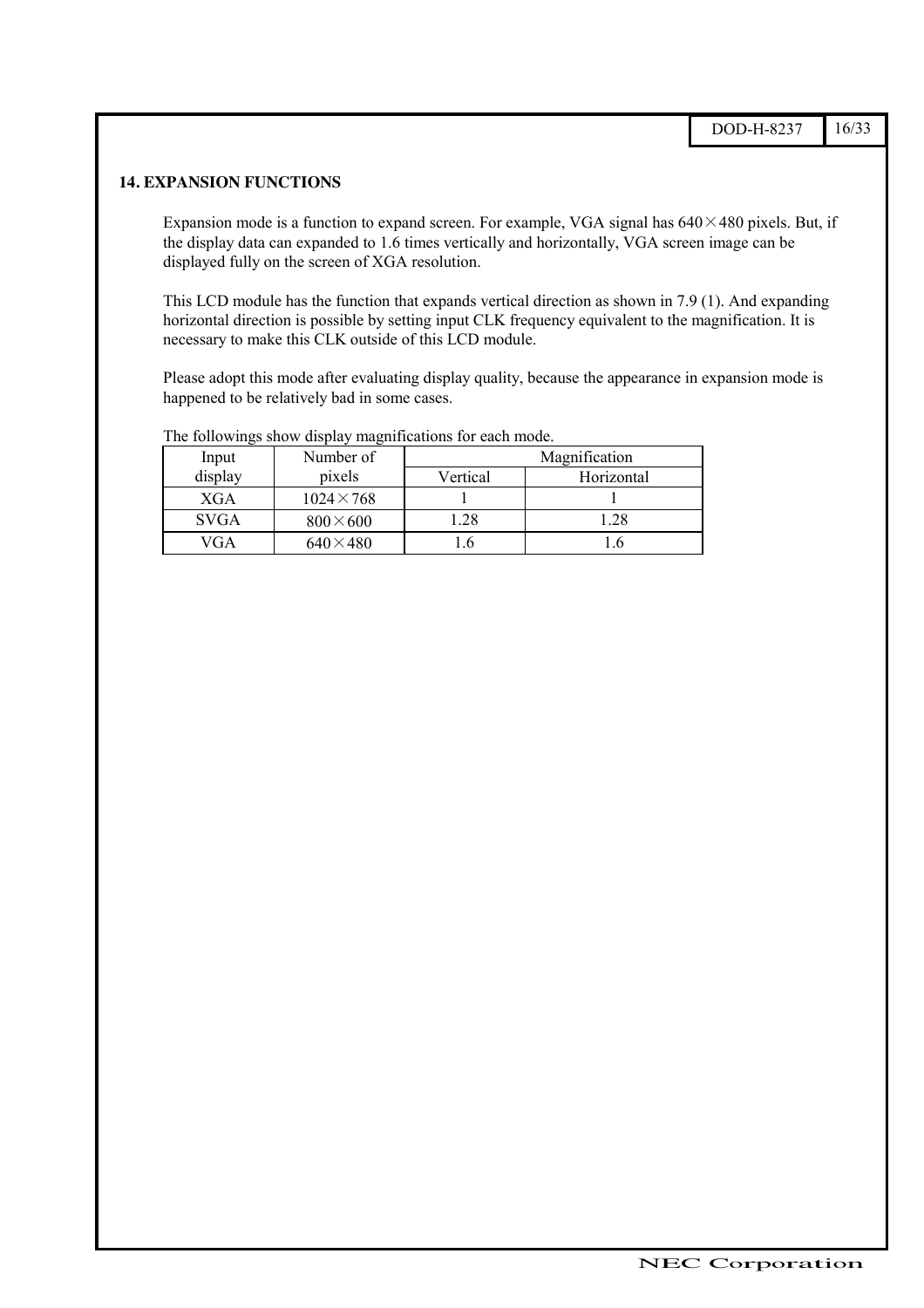## 14. EXPANSION FUNCTIONS

Expansion mode is a function to expand screen. For example, VGA signal has 640×480 pixels. But, if the display data can expanded to 1.6 times vertically and horizontally, VGA screen image can be displayed fully on the screen of XGA resolution.

This LCD module has the function that expands vertical direction as shown in 7.9 (1). And expanding horizontal direction is possible by setting input CLK frequency equivalent to the magnification. It is necessary to make this CLK outside of this LCD module.

Please adopt this mode after evaluating display quality, because the appearance in expansion mode is happened to be relatively bad in some cases.

The followings show display magnifications for each mode.

| Input display | Number of pixels | Magnification | |
|---|---|---|---|
| | | Vertical | Horizontal |
| XGA | 1024×768 | 1 | 1 |
| SVGA | 800×600 | 1.28 | 1.28 |
| VGA | 640×480 | 1.6 | 1.6 |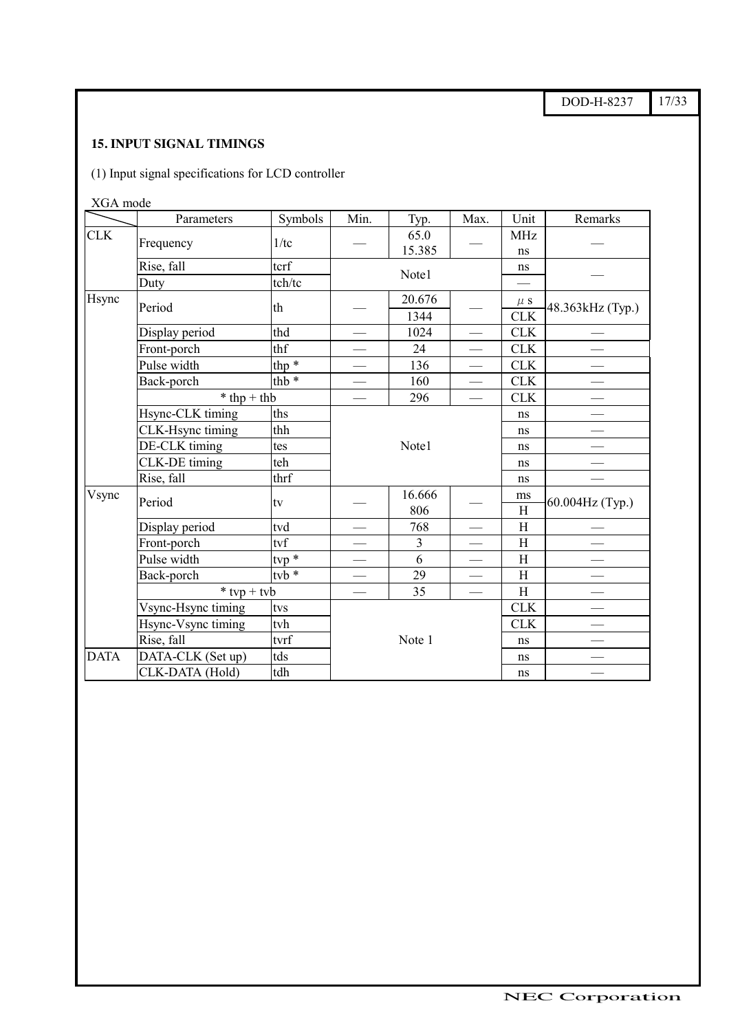## 15. INPUT SIGNAL TIMINGS

(1) Input signal specifications for LCD controller

XGA mode

| | Parameters | Symbols | Min. | Typ. | Max. | Unit | Remarks |
|---|---|---|---|---|---|---|---|
| CLK | Frequency | 1/tc | — | 65.0<br>15.385 | — | MHz<br>ns | — |
| | Rise, fall | tcrf | Note1 | | | ns | — |
| | Duty | tch/tc | | | | — | |
| Hsync | Period | th | — | 20.676<br>1344 | — | μs<br>CLK | 48.363kHz (Typ.) |
| | Display period | thd | — | 1024 | — | CLK | — |
| | Front-porch | thf | — | 24 | — | CLK | — |
| | Pulse width | thp * | — | 136 | — | CLK | — |
| | Back-porch | thb * | — | 160 | — | CLK | — |
| | * thp + thb | | — | 296 | — | CLK | — |
| | Hsync-CLK timing | ths | Note1 | | | ns | — |
| | CLK-Hsync timing | thh | | | | ns | — |
| | DE-CLK timing | tes | | | | ns | — |
| | CLK-DE timing | teh | | | | ns | — |
| | Rise, fall | thrf | | | | ns | — |
| Vsync | Period | tv | — | 16.666<br>806 | — | ms<br>H | 60.004Hz (Typ.) |
| | Display period | tvd | — | 768 | — | H | — |
| | Front-porch | tvf | — | 3 | — | H | — |
| | Pulse width | tvp * | — | 6 | — | H | — |
| | Back-porch | tvb * | — | 29 | — | H | — |
| | * tvp + tvb | | — | 35 | — | H | — |
| | Vsync-Hsync timing | tvs | Note 1 | | | CLK | — |
| | Hsync-Vsync timing | tvh | | | | CLK | — |
| | Rise, fall | tvrf | | | | ns | — |
| DATA | DATA-CLK (Set up) | tds | | | | ns | — |
| | CLK-DATA (Hold) | tdh | | | | ns | — |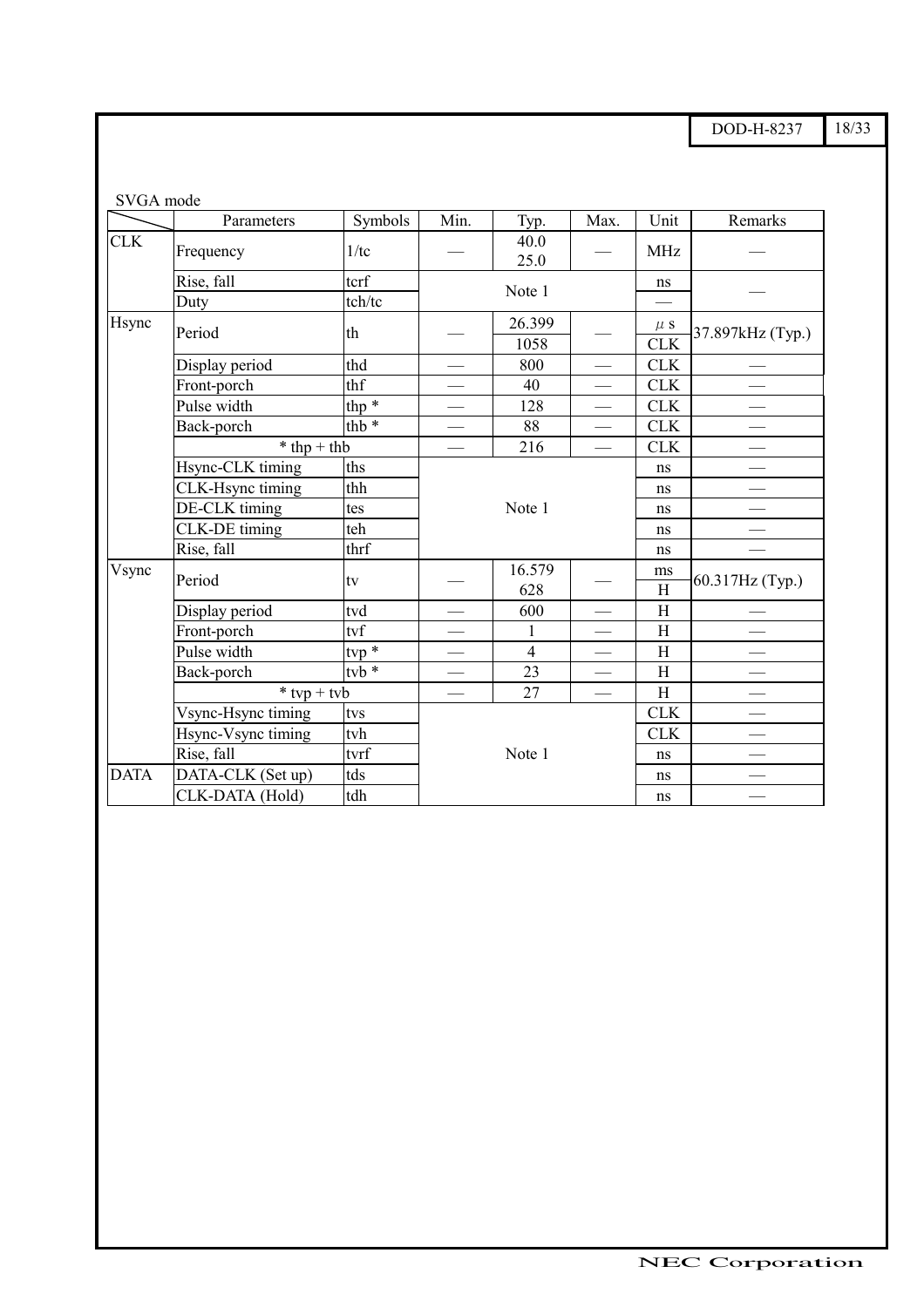SVGA mode

| | Parameters | Symbols | Min. | Typ. | Max. | Unit | Remarks |
|---|---|---|---|---|---|---|---|
| CLK | Frequency | 1/tc | — | 40.0<br>25.0 | — | MHz | — |
| | Rise, fall | tcrf | Note 1 | | | ns | — |
| | Duty | tch/tc | | | | — | |
| Hsync | Period | th | — | 26.399 | — | μ s | 37.897kHz (Typ.) |
| | | | | 1058 | | CLK | |
| | Display period | thd | — | 800 | — | CLK | — |
| | Front-porch | thf | — | 40 | — | CLK | — |
| | Pulse width | thp * | — | 128 | — | CLK | — |
| | Back-porch | thb * | — | 88 | — | CLK | — |
| | * thp + thb | | — | 216 | — | CLK | — |
| | Hsync-CLK timing | ths | Note 1 | | | ns | — |
| | CLK-Hsync timing | thh | | | | ns | — |
| | DE-CLK timing | tes | | | | ns | — |
| | CLK-DE timing | teh | | | | ns | — |
| | Rise, fall | thrf | | | | ns | — |
| Vsync | Period | tv | — | 16.579 | — | ms | 60.317Hz (Typ.) |
| | | | | 628 | | H | |
| | Display period | tvd | — | 600 | — | H | — |
| | Front-porch | tvf | — | 1 | — | H | — |
| | Pulse width | tvp * | — | 4 | — | H | — |
| | Back-porch | tvb * | — | 23 | — | H | — |
| | * tvp + tvb | | — | 27 | — | H | — |
| | Vsync-Hsync timing | tvs | Note 1 | | | CLK | — |
| | Hsync-Vsync timing | tvh | | | | CLK | — |
| | Rise, fall | tvrf | | | | ns | — |
| DATA | DATA-CLK (Set up) | tds | | | | ns | — |
| | CLK-DATA (Hold) | tdh | | | | ns | — |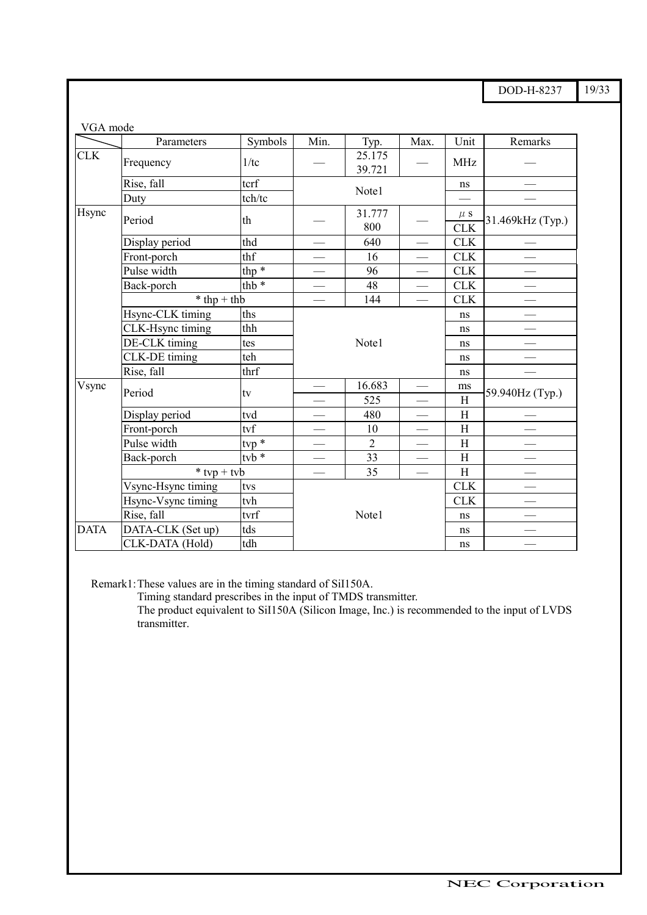VGA mode

| | Parameters | Symbols | Min. | Typ. | Max. | Unit | Remarks |
|---|---|---|---|---|---|---|---|
| CLK | Frequency | 1/tc | — | 25.175<br>39.721 | — | MHz | — |
| | Rise, fall | tcrf | Note1 | | | ns | — |
| | Duty | tch/tc | | | | — | — |
| Hsync | Period | th | — | 31.777 | — | μs | 31.469kHz (Typ.) |
| | | | | 800 | | CLK | |
| | Display period | thd | — | 640 | — | CLK | — |
| | Front-porch | thf | — | 16 | — | CLK | — |
| | Pulse width | thp * | — | 96 | — | CLK | — |
| | Back-porch | thb * | — | 48 | — | CLK | — |
| | * thp + thb | | — | 144 | — | CLK | — |
| | Hsync-CLK timing | ths | Note1 | | | ns | — |
| | CLK-Hsync timing | thh | | | | ns | — |
| | DE-CLK timing | tes | | | | ns | — |
| | CLK-DE timing | teh | | | | ns | — |
| | Rise, fall | thrf | | | | ns | — |
| Vsync | Period | tv | — | 16.683 | — | ms | 59.940Hz (Typ.) |
| | | | — | 525 | — | H | |
| | Display period | tvd | — | 480 | — | H | — |
| | Front-porch | tvf | — | 10 | — | H | — |
| | Pulse width | tvp * | — | 2 | — | H | — |
| | Back-porch | tvb * | — | 33 | — | H | — |
| | * tvp + tvb | | — | 35 | — | H | — |
| | Vsync-Hsync timing | tvs | Note1 | | | CLK | — |
| | Hsync-Vsync timing | tvh | | | | CLK | — |
| | Rise, fall | tvrf | | | | ns | — |
| DATA | DATA-CLK (Set up) | tds | | | | ns | — |
| | CLK-DATA (Hold) | tdh | | | | ns | — |

Remark1: These values are in the timing standard of SiI150A.
Timing standard prescribes in the input of TMDS transmitter.
The product equivalent to SiI150A (Silicon Image, Inc.) is recommended to the input of LVDS transmitter.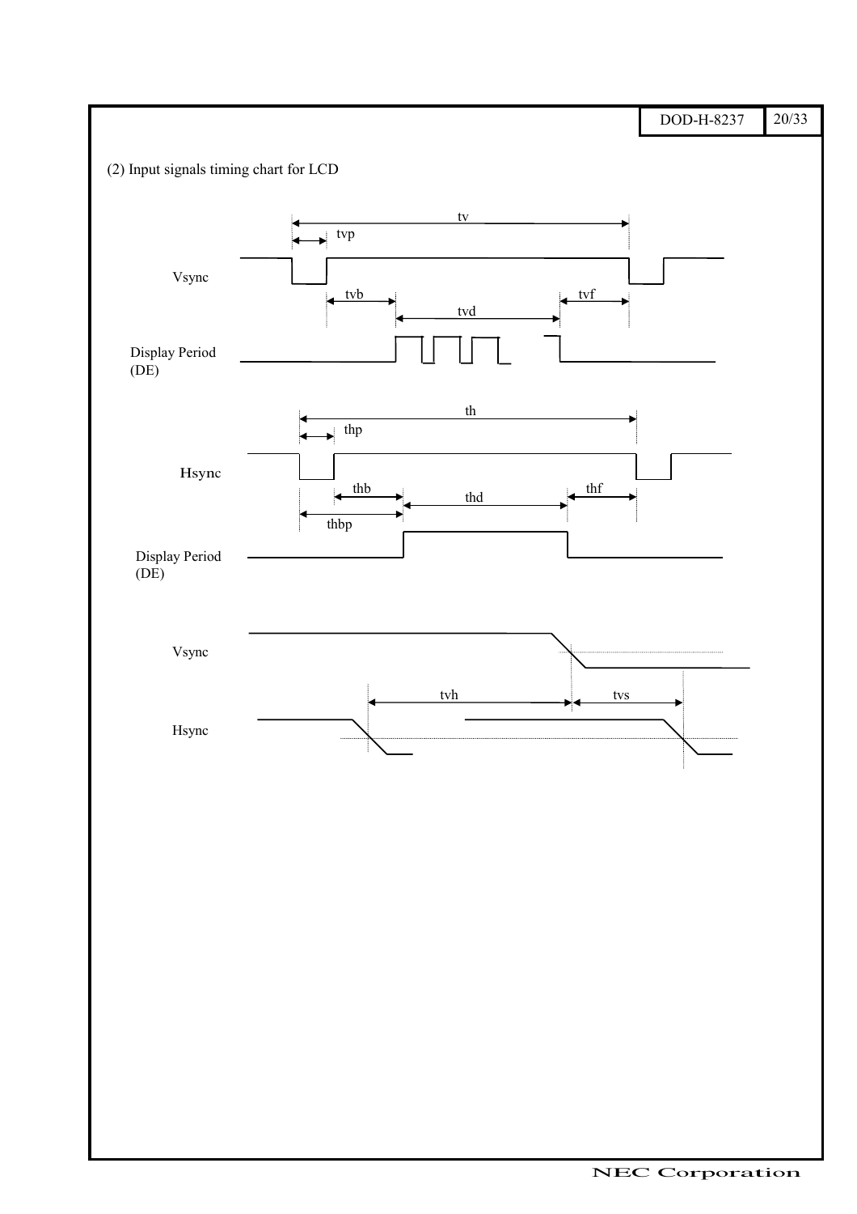(2) Input signals timing chart for LCD

Vsync

tv

tvp

tvb

tvd

tvf

Display Period (DE)

Hsync

th

thp

thb

thd

thf

thbp

Display Period (DE)

Vsync

tvh

tvs

Hsync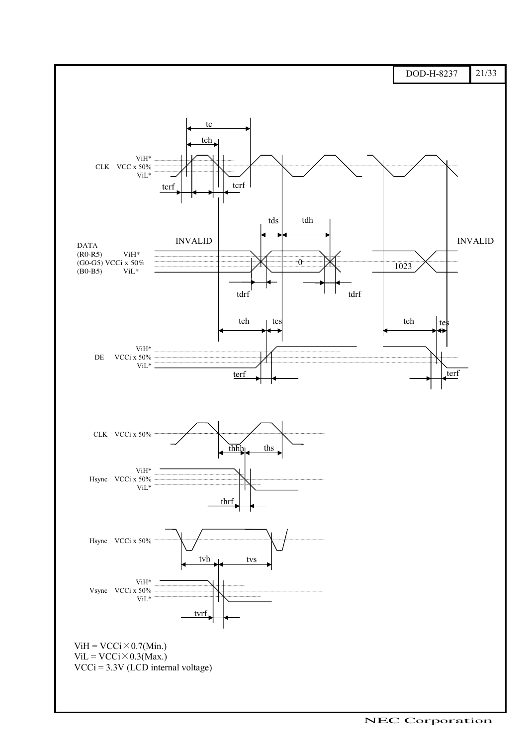CLK VCC x 50%
ViH*
ViL*

tc
tch
tcrf
tcrf

DATA
(R0-R5) ViH*
(G0-G5) VCCi x 50%
(B0-B5) ViL*

INVALID
tds
tdh
0
1023
INVALID
tdrf
tdrf

DE VCCi x 50%
ViH*
ViL*

teh
tes
teh
tes
terf
terf

CLK VCCi x 50%
thhh
ths

Hsync VCCi x 50%
ViH*
ViL*
thrf

Hsync VCCi x 50%
tvh
tvs

Vsync VCCi x 50%
ViH*
ViL*
tvrf

ViH = VCCi × 0.7(Min.)
ViL = VCCi × 0.3(Max.)
VCCi = 3.3V (LCD internal voltage)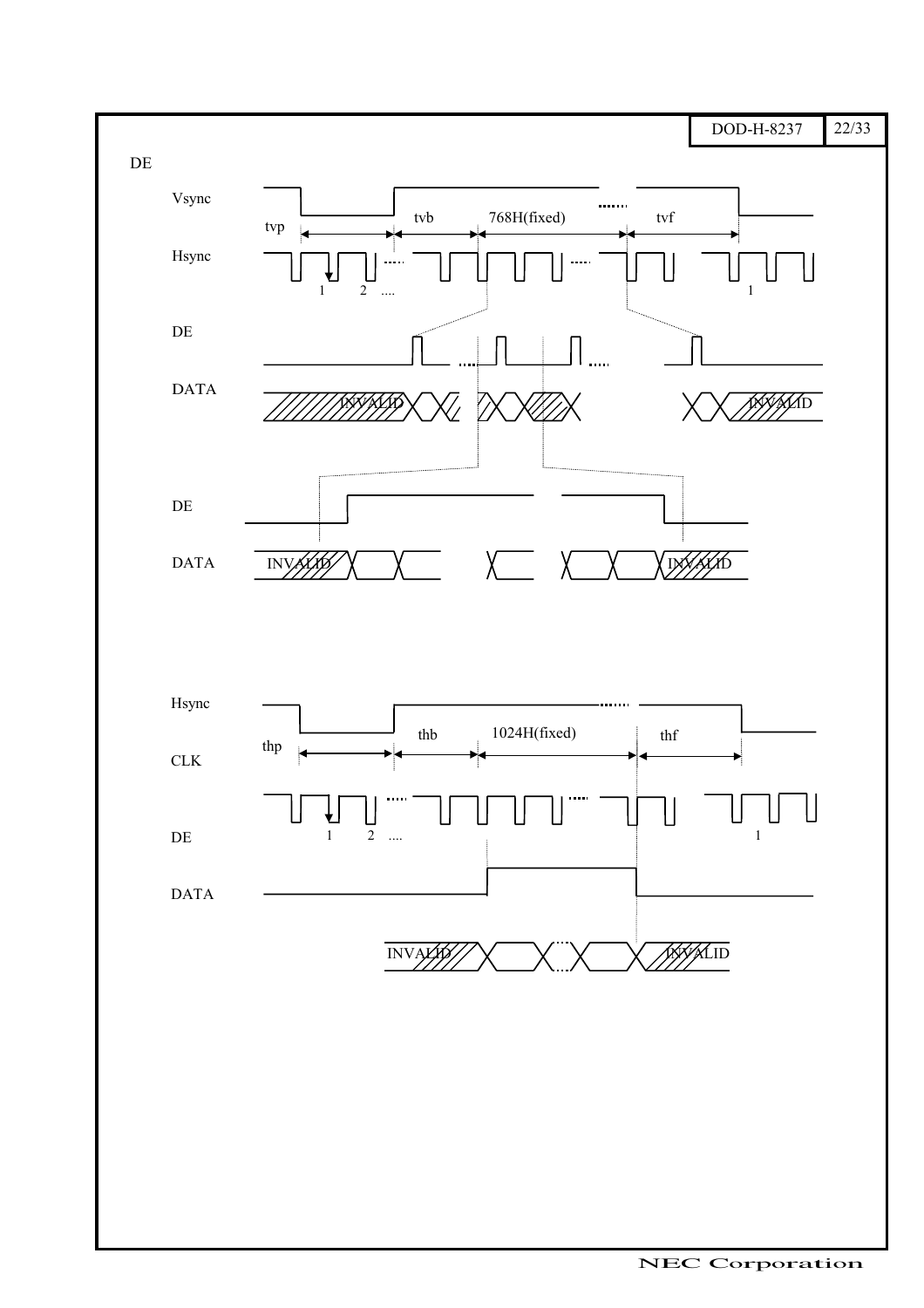DE

Vsync

tvp tvb 768H(fixed) tvf

Hsync

1 2 .... 1

DE

DATA

INVALID INVALID

DE

DATA

INVALID INVALID

Hsync

thp thb 1024H(fixed) thf

CLK

1 2 .... 1

DE

DATA

INVALID INVALID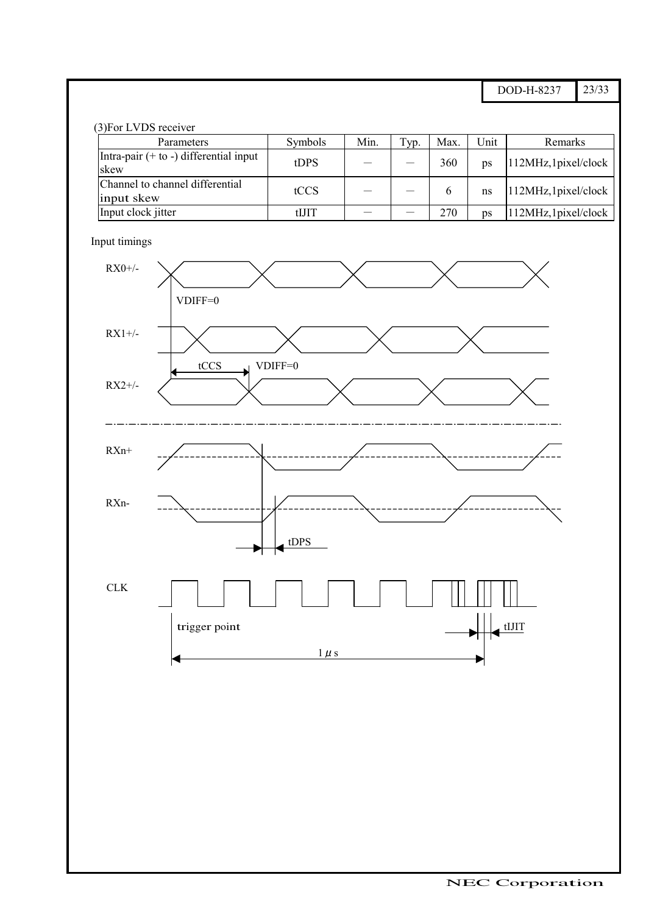(3)For LVDS receiver

| Parameters | Symbols | Min. | Typ. | Max. | Unit | Remarks |
|---|---|---|---|---|---|---|
| Intra-pair (+ to -) differential input skew | tDPS | — | — | 360 | ps | 112MHz,1pixel/clock |
| Channel to channel differential input skew | tCCS | — | — | 6 | ns | 112MHz,1pixel/clock |
| Input clock jitter | tIJIT | — | — | 270 | ps | 112MHz,1pixel/clock |

Input timings

RX0+/-

VDIFF=0

RX1+/-

tCCS VDIFF=0

RX2+/-

RXn+

RXn-

tDPS

CLK

trigger point

tIJIT

1 $\mu$ s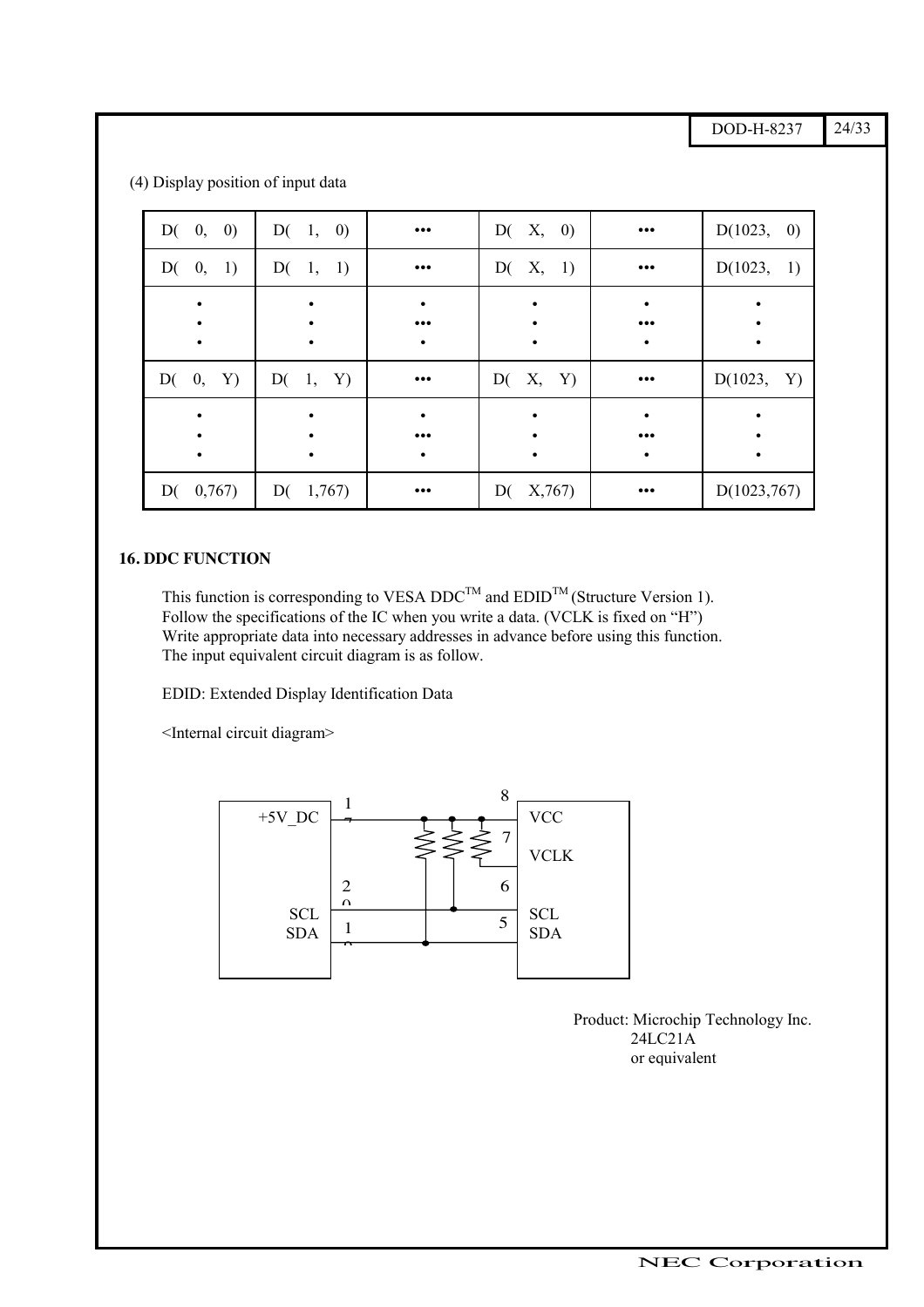(4) Display position of input data

| D( 0, 0) | D( 1, 0) | ••• | D( X, 0) | ••• | D(1023, 0) |
|---|---|---|---|---|---|
| D( 0, 1) | D( 1, 1) | ••• | D( X, 1) | ••• | D(1023, 1) |
| • • • | • • • | • ••• • | • • • | • ••• • | • • • |
| D( 0, Y) | D( 1, Y) | ••• | D( X, Y) | ••• | D(1023, Y) |
| • • • | • • • | • ••• • | • • • | • ••• • | • • • |
| D( 0,767) | D( 1,767) | ••• | D( X,767) | ••• | D(1023,767) |

## 16. DDC FUNCTION

This function is corresponding to VESA DDC™ and EDID™ (Structure Version 1).
Follow the specifications of the IC when you write a data. (VCLK is fixed on "H")
Write appropriate data into necessary addresses in advance before using this function.
The input equivalent circuit diagram is as follow.

EDID: Extended Display Identification Data

<Internal circuit diagram>

+5V_DC 17 — 8 VCC
7 VCLK
SCL 20 — 6 SCL
SDA 18 — 5 SDA

Product: Microchip Technology Inc.
24LC21A
or equivalent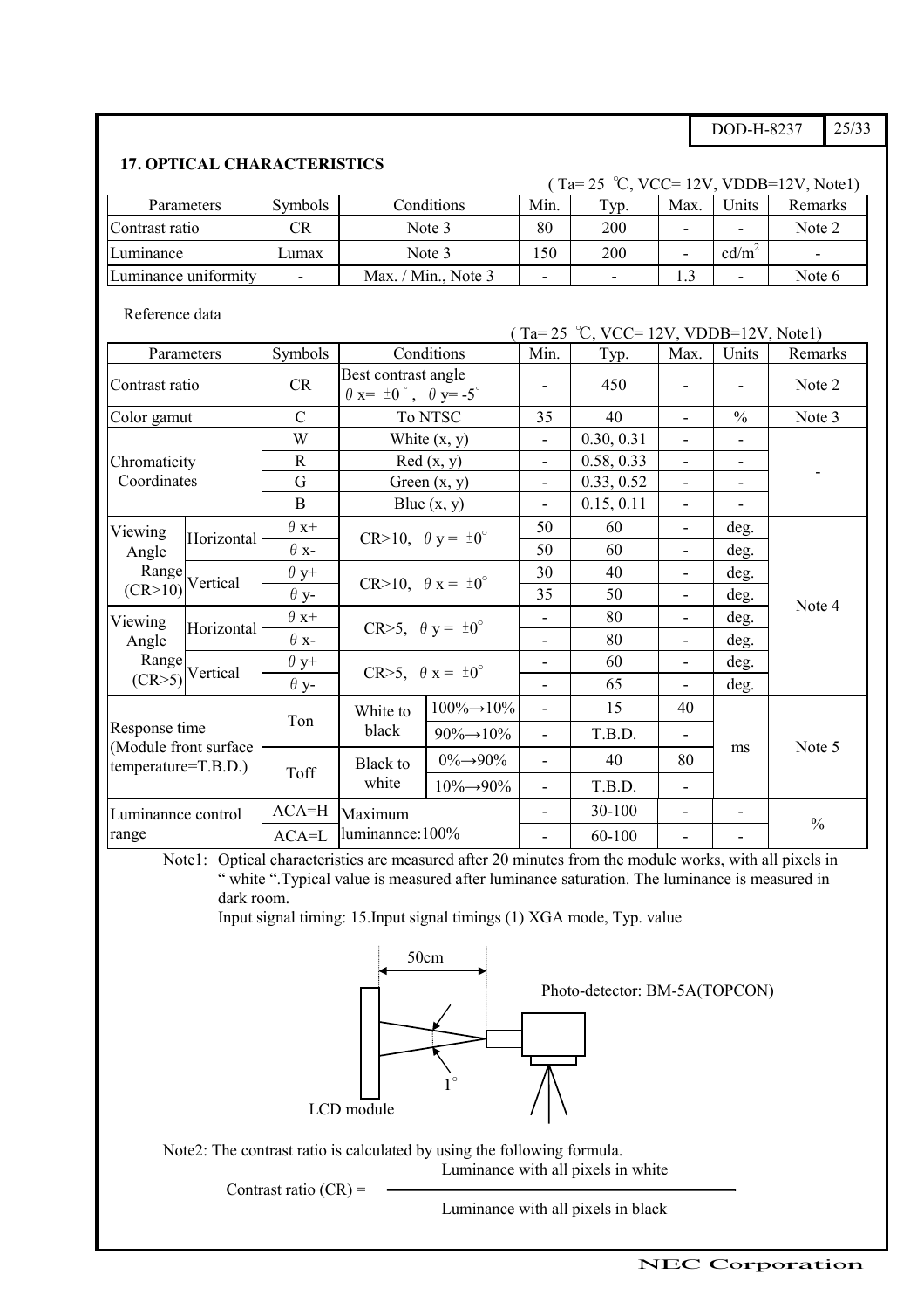## 17. OPTICAL CHARACTERISTICS

( Ta= 25 ℃, VCC= 12V, VDDB=12V, Note1)

| Parameters | Symbols | Conditions | Min. | Typ. | Max. | Units | Remarks |
|---|---|---|---|---|---|---|---|
| Contrast ratio | CR | Note 3 | 80 | 200 | - | - | Note 2 |
| Luminance | Lumax | Note 3 | 150 | 200 | - | cd/m$^2$ | - |
| Luminance uniformity | - | Max. / Min., Note 3 | - | - | 1.3 | - | Note 6 |

Reference data

( Ta= 25 ℃, VCC= 12V, VDDB=12V, Note1)

| Parameters | | Symbols | Conditions | | Min. | Typ. | Max. | Units | Remarks |
|---|---|---|---|---|---|---|---|---|---|
| Contrast ratio | | CR | Best contrast angle $\theta$ x= ±0°, $\theta$ y= -5° | | - | 450 | - | - | Note 2 |
| Color gamut | | C | To NTSC | | 35 | 40 | - | % | Note 3 |
| Chromaticity Coordinates | | W | White (x, y) | | - | 0.30, 0.31 | - | - | - |
| | | R | Red (x, y) | | - | 0.58, 0.33 | - | - | |
| | | G | Green (x, y) | | - | 0.33, 0.52 | - | - | |
| | | B | Blue (x, y) | | - | 0.15, 0.11 | - | - | |
| Viewing Angle Range (CR>10) | Horizontal | $\theta$ x+ | CR>10, $\theta$ y = ±0° | | 50 | 60 | - | deg. | Note 4 |
| | | $\theta$ x- | | | 50 | 60 | - | deg. | |
| | Vertical | $\theta$ y+ | CR>10, $\theta$ x = ±0° | | 30 | 40 | - | deg. | |
| | | $\theta$ y- | | | 35 | 50 | - | deg. | |
| Viewing Angle Range (CR>5) | Horizontal | $\theta$ x+ | CR>5, $\theta$ y = ±0° | | - | 80 | - | deg. | |
| | | $\theta$ x- | | | - | 80 | - | deg. | |
| | Vertical | $\theta$ y+ | CR>5, $\theta$ x = ±0° | | - | 60 | - | deg. | |
| | | $\theta$ y- | | | - | 65 | - | deg. | |
| Response time (Module front surface temperature=T.B.D.) | | Ton | White to black | 100%→10% | - | 15 | 40 | ms | Note 5 |
| | | | | 90%→10% | - | T.B.D. | - | | |
| | | Toff | Black to white | 0%→90% | - | 40 | 80 | | |
| | | | | 10%→90% | - | T.B.D. | - | | |
| Luminannce control range | | ACA=H | Maximum luminannce:100% | | - | 30-100 | - | - | % |
| | | ACA=L | | | - | 60-100 | - | - | |

Note1: Optical characteristics are measured after 20 minutes from the module works, with all pixels in " white ".Typical value is measured after luminance saturation. The luminance is measured in dark room.

Input signal timing: 15.Input signal timings (1) XGA mode, Typ. value

50cm

Photo-detector: BM-5A(TOPCON)

1°

LCD module

Note2: The contrast ratio is calculated by using the following formula.

$$\text{Contrast ratio (CR)} = \frac{\text{Luminance with all pixels in white}}{\text{Luminance with all pixels in black}}$$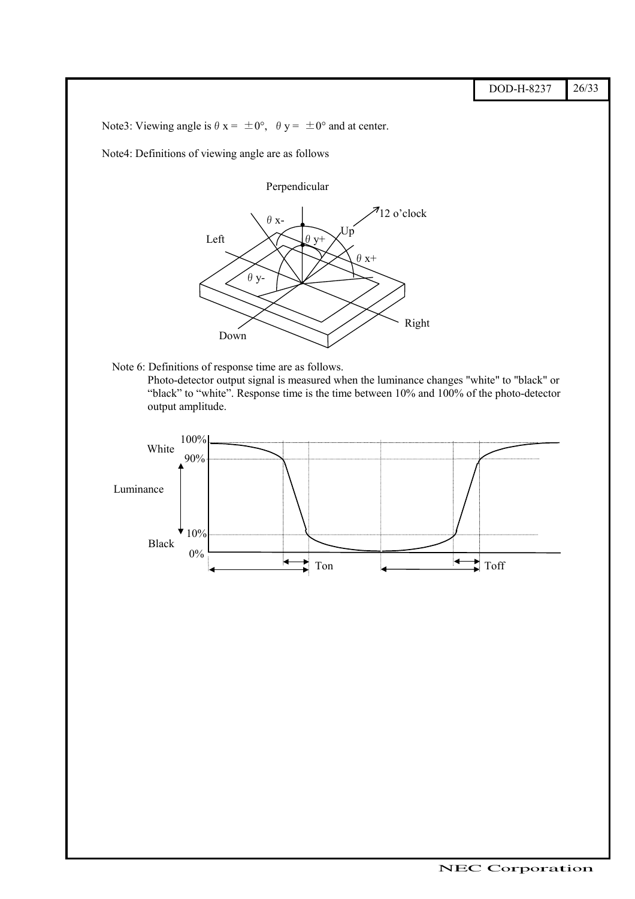Note3: Viewing angle is $\theta$ x = ±0°, $\theta$ y = ±0° and at center.

Note4: Definitions of viewing angle are as follows

Note 6: Definitions of response time are as follows.
Photo-detector output signal is measured when the luminance changes "white" to "black" or "black" to "white". Response time is the time between 10% and 100% of the photo-detector output amplitude.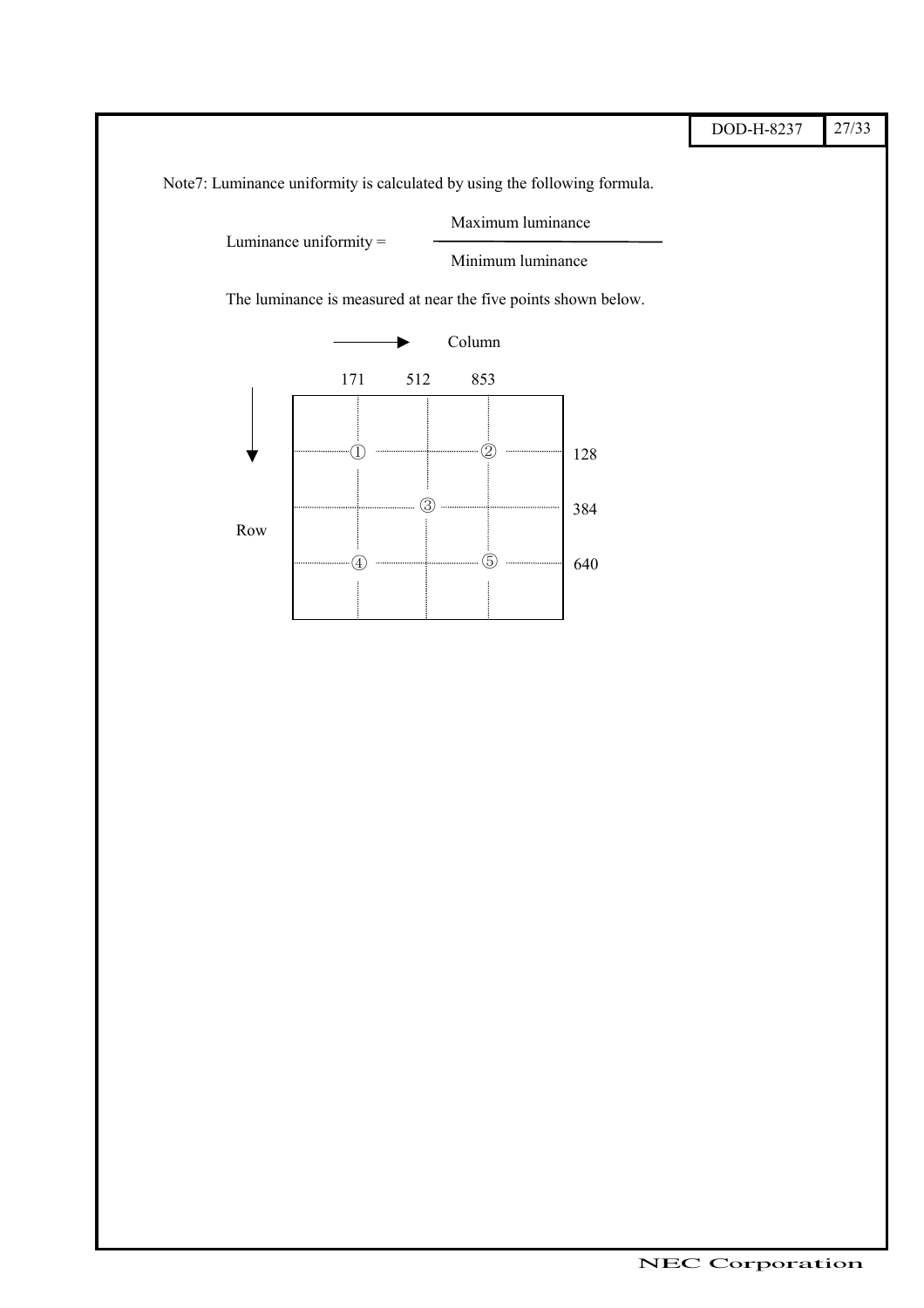Note7: Luminance uniformity is calculated by using the following formula.

$$\text{Luminance uniformity} = \frac{\text{Maximum luminance}}{\text{Minimum luminance}}$$

The luminance is measured at near the five points shown below.

Column →

| Point | Column | Row |
| --- | --- | --- |
| ① | 171 | 128 |
| ② | 853 | 128 |
| ③ | 512 | 384 |
| ④ | 171 | 640 |
| ⑤ | 853 | 640 |

Row ↓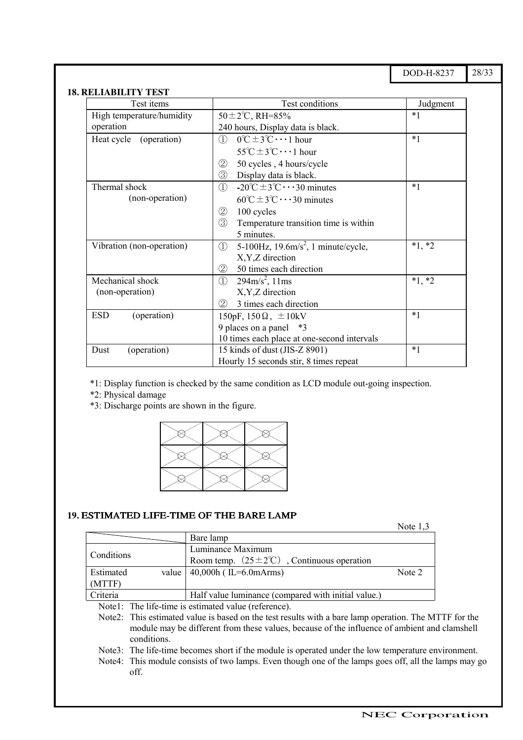## 18. RELIABILITY TEST

| Test items | Test conditions | Judgment |
|---|---|---|
| High temperature/humidity operation | 50±2℃, RH=85%<br>240 hours, Display data is black. | *1 |
| Heat cycle (operation) | ① 0℃±3℃・・・1 hour<br>55℃±3℃・・・1 hour<br>② 50 cycles , 4 hours/cycle<br>③ Display data is black. | *1 |
| Thermal shock (non-operation) | ① -20℃±3℃・・・30 minutes<br>60℃±3℃・・・30 minutes<br>② 100 cycles<br>③ Temperature transition time is within 5 minutes. | *1 |
| Vibration (non-operation) | ① 5-100Hz, 19.6m/s$^2$, 1 minute/cycle, X,Y,Z direction<br>② 50 times each direction | *1, *2 |
| Mechanical shock (non-operation) | ① 294m/s$^2$, 11ms X,Y,Z direction<br>② 3 times each direction | *1, *2 |
| ESD (operation) | 150pF, 150Ω, ±10kV<br>9 places on a panel *3<br>10 times each place at one-second intervals | *1 |
| Dust (operation) | 15 kinds of dust (JIS-Z 8901)<br>Hourly 15 seconds stir, 8 times repeat | *1 |

*1: Display function is checked by the same condition as LCD module out-going inspection.

*2: Physical damage

*3: Discharge points are shown in the figure.

## 19. ESTIMATED LIFE-TIME OF THE BARE LAMP

Note 1,3

| | Bare lamp | |
|---|---|---|
| Conditions | Luminance Maximum<br>Room temp. (25±2℃) , Continuous operation | |
| Estimated value (MTTF) | 40,000h ( IL=6.0mArms) | Note 2 |
| Criteria | Half value luminance (compared with initial value.) | |

Note1: The life-time is estimated value (reference).

Note2: This estimated value is based on the test results with a bare lamp operation. The MTTF for the module may be different from these values, because of the influence of ambient and clamshell conditions.

Note3: The life-time becomes short if the module is operated under the low temperature environment.

Note4: This module consists of two lamps. Even though one of the lamps goes off, all the lamps may go off.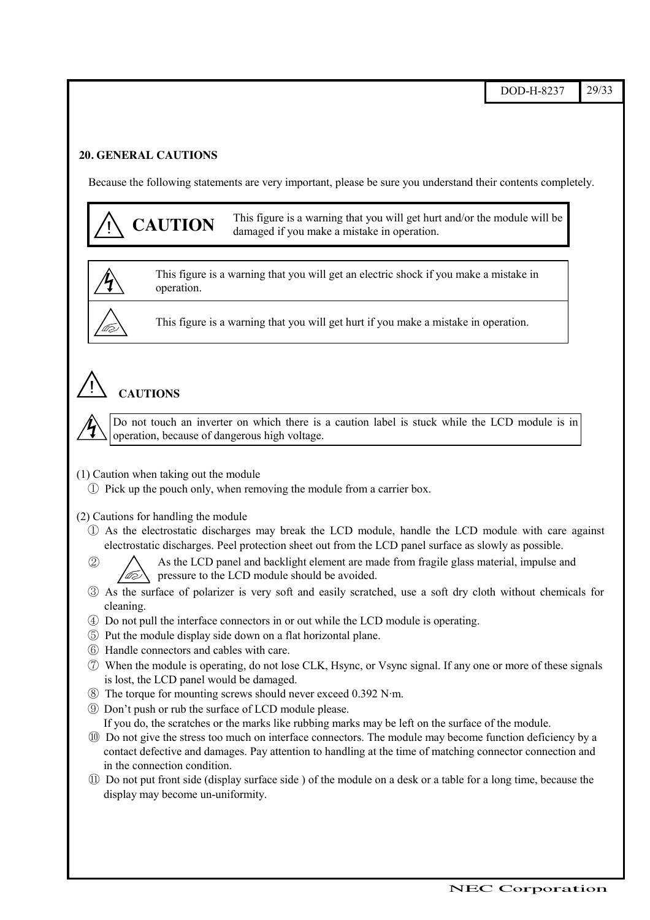## 20. GENERAL CAUTIONS

Because the following statements are very important, please be sure you understand their contents completely.

| ⚠ **CAUTION** | This figure is a warning that you will get hurt and/or the module will be damaged if you make a mistake in operation. |
|---|---|

| | |
|---|---|
| ⚡ | This figure is a warning that you will get an electric shock if you make a mistake in operation. |
| ⚠ | This figure is a warning that you will get hurt if you make a mistake in operation. |

### ⚠ CAUTIONS

⚡ Do not touch an inverter on which there is a caution label is stuck while the LCD module is in operation, because of dangerous high voltage.

(1) Caution when taking out the module

① Pick up the pouch only, when removing the module from a carrier box.

(2) Cautions for handling the module

① As the electrostatic discharges may break the LCD module, handle the LCD module with care against electrostatic discharges. Peel protection sheet out from the LCD panel surface as slowly as possible.

② ⚠ As the LCD panel and backlight element are made from fragile glass material, impulse and pressure to the LCD module should be avoided.

③ As the surface of polarizer is very soft and easily scratched, use a soft dry cloth without chemicals for cleaning.

④ Do not pull the interface connectors in or out while the LCD module is operating.

⑤ Put the module display side down on a flat horizontal plane.

⑥ Handle connectors and cables with care.

⑦ When the module is operating, do not lose CLK, Hsync, or Vsync signal. If any one or more of these signals is lost, the LCD panel would be damaged.

⑧ The torque for mounting screws should never exceed 0.392 N·m.

⑨ Don't push or rub the surface of LCD module please.
If you do, the scratches or the marks like rubbing marks may be left on the surface of the module.

⑩ Do not give the stress too much on interface connectors. The module may become function deficiency by a contact defective and damages. Pay attention to handling at the time of matching connector connection and in the connection condition.

⑪ Do not put front side (display surface side ) of the module on a desk or a table for a long time, because the display may become un-uniformity.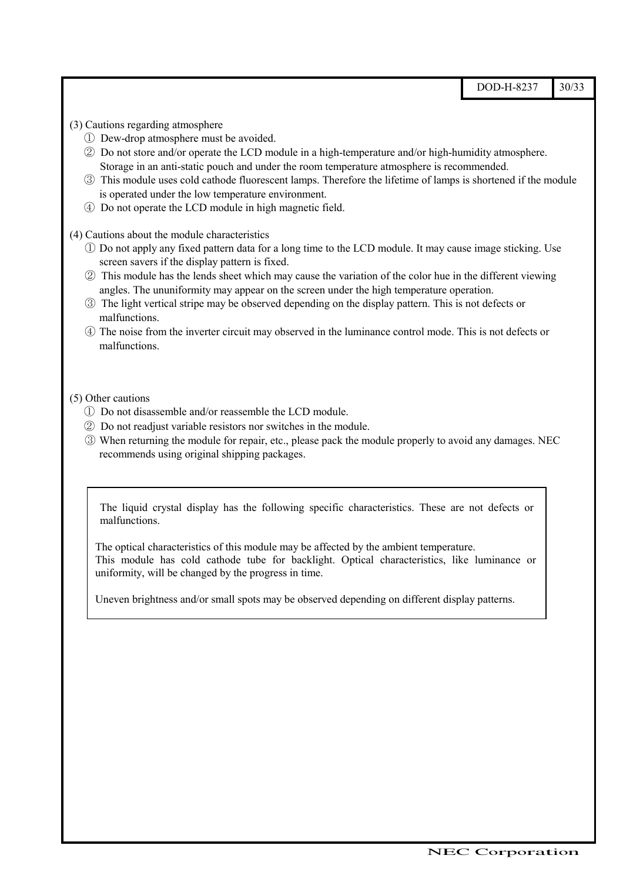(3) Cautions regarding atmosphere

① Dew-drop atmosphere must be avoided.

② Do not store and/or operate the LCD module in a high-temperature and/or high-humidity atmosphere. Storage in an anti-static pouch and under the room temperature atmosphere is recommended.

③ This module uses cold cathode fluorescent lamps. Therefore the lifetime of lamps is shortened if the module is operated under the low temperature environment.

④ Do not operate the LCD module in high magnetic field.

(4) Cautions about the module characteristics

① Do not apply any fixed pattern data for a long time to the LCD module. It may cause image sticking. Use screen savers if the display pattern is fixed.

② This module has the lends sheet which may cause the variation of the color hue in the different viewing angles. The ununiformity may appear on the screen under the high temperature operation.

③ The light vertical stripe may be observed depending on the display pattern. This is not defects or malfunctions.

④ The noise from the inverter circuit may observed in the luminance control mode. This is not defects or malfunctions.

(5) Other cautions

① Do not disassemble and/or reassemble the LCD module.

② Do not readjust variable resistors nor switches in the module.

③ When returning the module for repair, etc., please pack the module properly to avoid any damages. NEC recommends using original shipping packages.

---

The liquid crystal display has the following specific characteristics. These are not defects or malfunctions.

The optical characteristics of this module may be affected by the ambient temperature.
This module has cold cathode tube for backlight. Optical characteristics, like luminance or uniformity, will be changed by the progress in time.

Uneven brightness and/or small spots may be observed depending on different display patterns.

---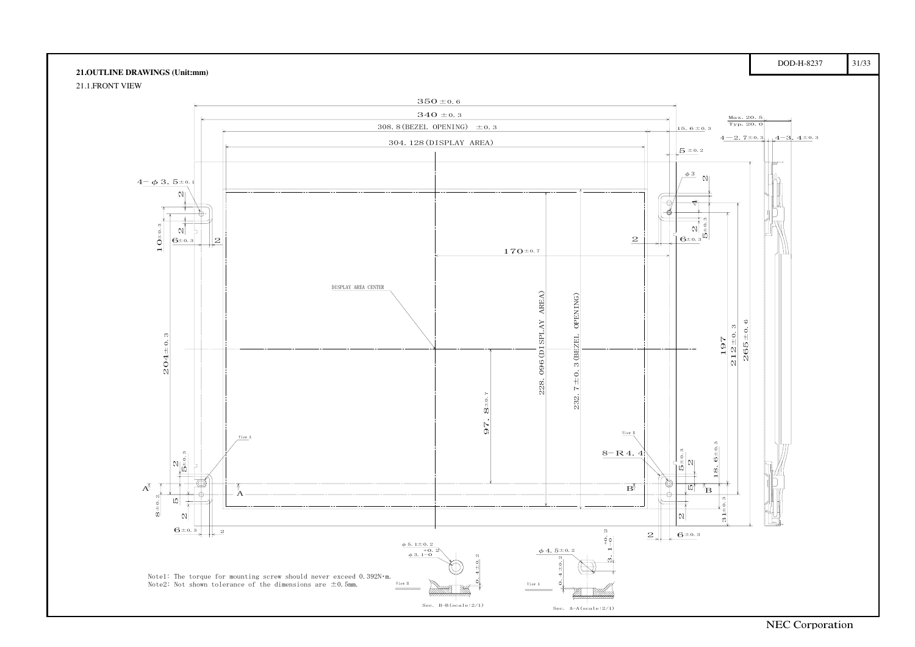**21.OUTLINE DRAWINGS (Unit:mm)**

21.1.FRONT VIEW

350 ±0.6

340 ±0.3

308.8(BEZEL OPENING) ±0.3

304.128(DISPLAY AREA)

15.6±0.3

5±0.2

Max. 20.5
Typ. 20.0

4−2.7±0.3

4−3.4±0.3

4−φ3.5±0.1

φ3

2

4

2

5±0.3

10±0.3

6±0.3

2

2

6±0.3

170±0.7

DISPLAY AREA CENTER

228.096(DISPLAY AREA)

232.7±0.3(BEZEL OPENING)

204±0.3

197

212±0.3

265±0.6

97.8±0.7

View A

View B

8−R4.4

18.6±0.3

5±0.3

2

2

5±0.3

A

A

B

B

5

5

8±0.2

2

2

31±0.3

6±0.3

2

2

6±0.3

φ5.1±0.2

φ3.1 +0.2/−0

0.4±0.2

View B

Sec. B−B(scale:2/1)

φ4.5±0.2

3.1 +0.2/−0

0.4±0.2

View A

Sec. A−A(scale:2/1)

Note1: The torque for mounting screw should never exceed 0.392N·m.
Note2: Not shown tolerance of the dimensions are ±0.5mm.

NEC Corporation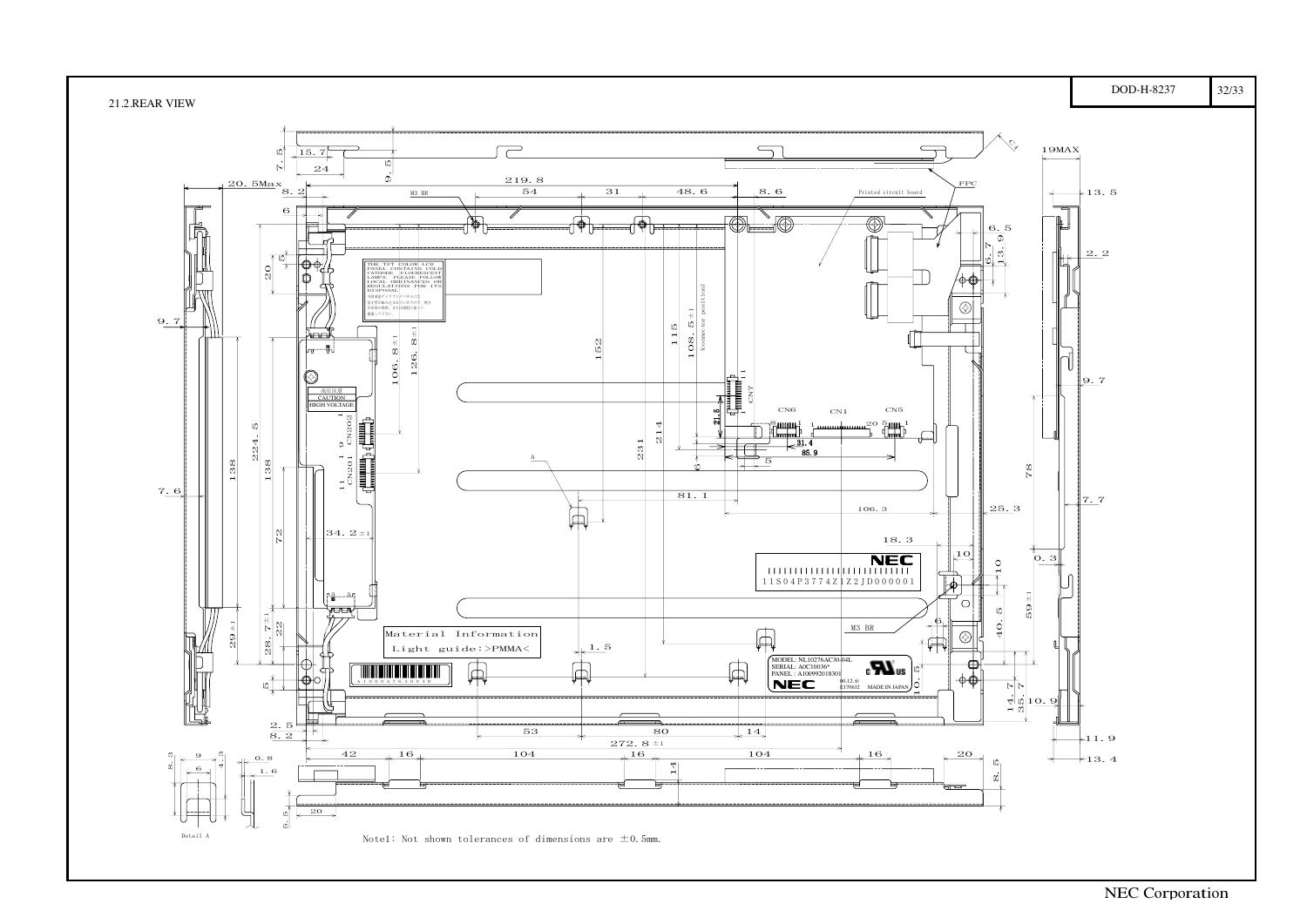## 21.2.REAR VIEW

Note1: Not shown tolerances of dimensions are ±0.5mm.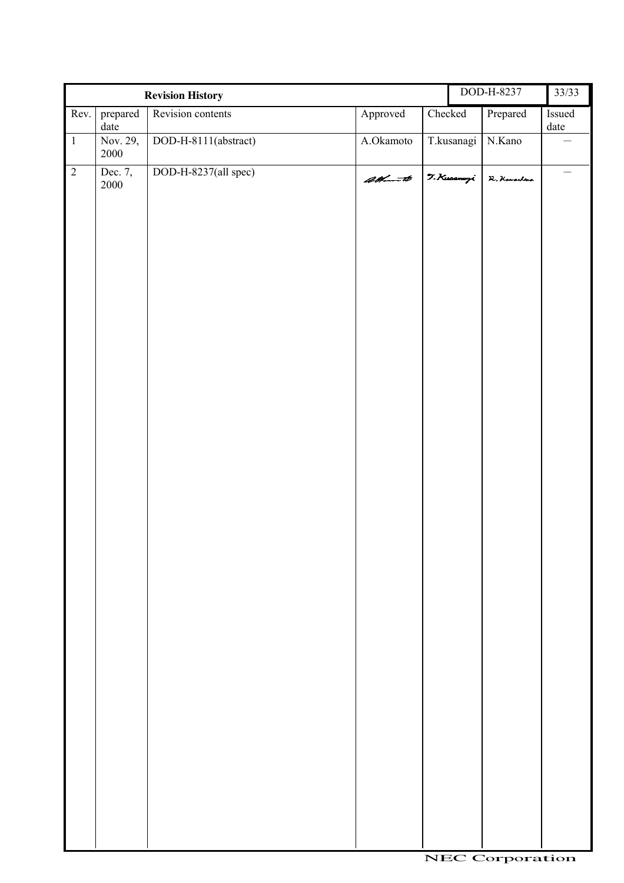**Revision History**

DOD-H-8237

| Rev. | prepared date | Revision contents | Approved | Checked | Prepared | Issued date |
|---|---|---|---|---|---|---|
| 1 | Nov. 29, 2000 | DOD-H-8111(abstract) | A.Okamoto | T.kusanagi | N.Kano | — |
| 2 | Dec. 7, 2000 | DOD-H-8237(all spec) | A.Okamoto | T.Kusanagi | R.Kawashima | — |

NEC Corporation